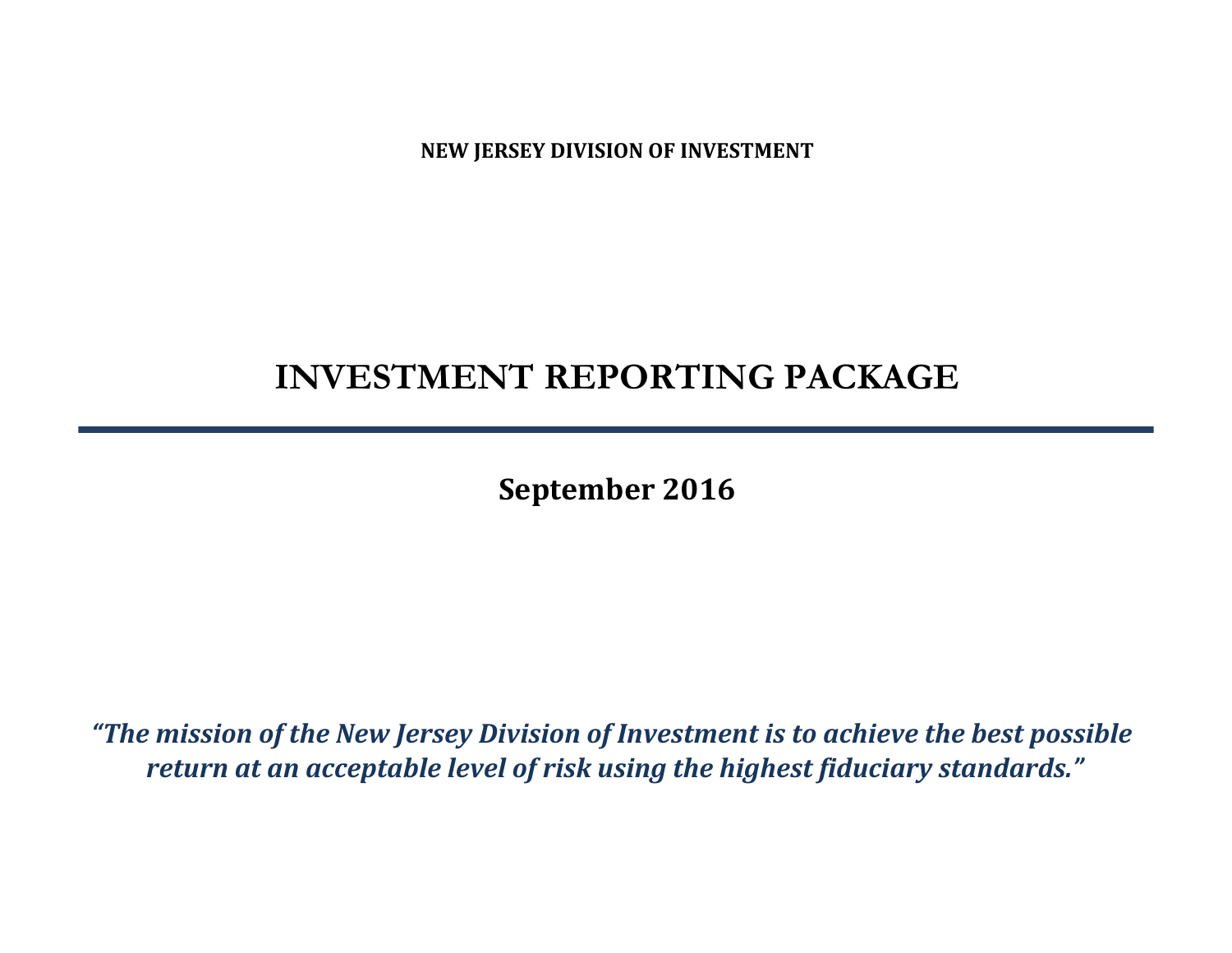**NEW JERSEY DIVISION OF INVESTMENT**

# INVESTMENT REPORTING PACKAGE

---

**September 2016**

***"The mission of the New Jersey Division of Investment is to achieve the best possible return at an acceptable level of risk using the highest fiduciary standards."***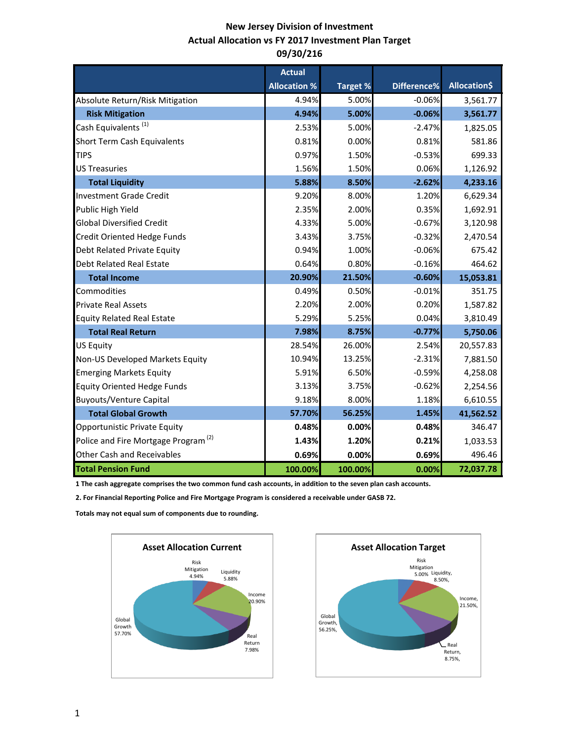# New Jersey Division of Investment
## Actual Allocation vs FY 2017 Investment Plan Target
## 09/30/216

| | Actual Allocation % | Target % | Difference% | Allocation$ |
|---|---|---|---|---|
| Absolute Return/Risk Mitigation | 4.94% | 5.00% | -0.06% | 3,561.77 |
| **Risk Mitigation** | **4.94%** | **5.00%** | **-0.06%** | **3,561.77** |
| Cash Equivalents [1] | 2.53% | 5.00% | -2.47% | 1,825.05 |
| Short Term Cash Equivalents | 0.81% | 0.00% | 0.81% | 581.86 |
| TIPS | 0.97% | 1.50% | -0.53% | 699.33 |
| US Treasuries | 1.56% | 1.50% | 0.06% | 1,126.92 |
| **Total Liquidity** | **5.88%** | **8.50%** | **-2.62%** | **4,233.16** |
| Investment Grade Credit | 9.20% | 8.00% | 1.20% | 6,629.34 |
| Public High Yield | 2.35% | 2.00% | 0.35% | 1,692.91 |
| Global Diversified Credit | 4.33% | 5.00% | -0.67% | 3,120.98 |
| Credit Oriented Hedge Funds | 3.43% | 3.75% | -0.32% | 2,470.54 |
| Debt Related Private Equity | 0.94% | 1.00% | -0.06% | 675.42 |
| Debt Related Real Estate | 0.64% | 0.80% | -0.16% | 464.62 |
| **Total Income** | **20.90%** | **21.50%** | **-0.60%** | **15,053.81** |
| Commodities | 0.49% | 0.50% | -0.01% | 351.75 |
| Private Real Assets | 2.20% | 2.00% | 0.20% | 1,587.82 |
| Equity Related Real Estate | 5.29% | 5.25% | 0.04% | 3,810.49 |
| **Total Real Return** | **7.98%** | **8.75%** | **-0.77%** | **5,750.06** |
| US Equity | 28.54% | 26.00% | 2.54% | 20,557.83 |
| Non-US Developed Markets Equity | 10.94% | 13.25% | -2.31% | 7,881.50 |
| Emerging Markets Equity | 5.91% | 6.50% | -0.59% | 4,258.08 |
| Equity Oriented Hedge Funds | 3.13% | 3.75% | -0.62% | 2,254.56 |
| Buyouts/Venture Capital | 9.18% | 8.00% | 1.18% | 6,610.55 |
| **Total Global Growth** | **57.70%** | **56.25%** | **1.45%** | **41,562.52** |
| Opportunistic Private Equity | **0.48%** | **0.00%** | **0.48%** | 346.47 |
| Police and Fire Mortgage Program [2] | **1.43%** | **1.20%** | **0.21%** | 1,033.53 |
| Other Cash and Receivables | **0.69%** | **0.00%** | **0.69%** | 496.46 |
| **Total Pension Fund** | **100.00%** | **100.00%** | **0.00%** | **72,037.78** |

**1 The cash aggregate comprises the two common fund cash accounts, in addition to the seven plan cash accounts.**

**2. For Financial Reporting Police and Fire Mortgage Program is considered a receivable under GASB 72.**

**Totals may not equal sum of components due to rounding.**

**Asset Allocation Current**

Risk Mitigation 4.94%; Liquidity 5.88%; Income 20.90%; Real Return 7.98%; Global Growth 57.70%

**Asset Allocation Target**

Risk Mitigation 5.00%; Liquidity, 8.50%; Income, 21.50%; Real Return, 8.75%; Global Growth, 56.25%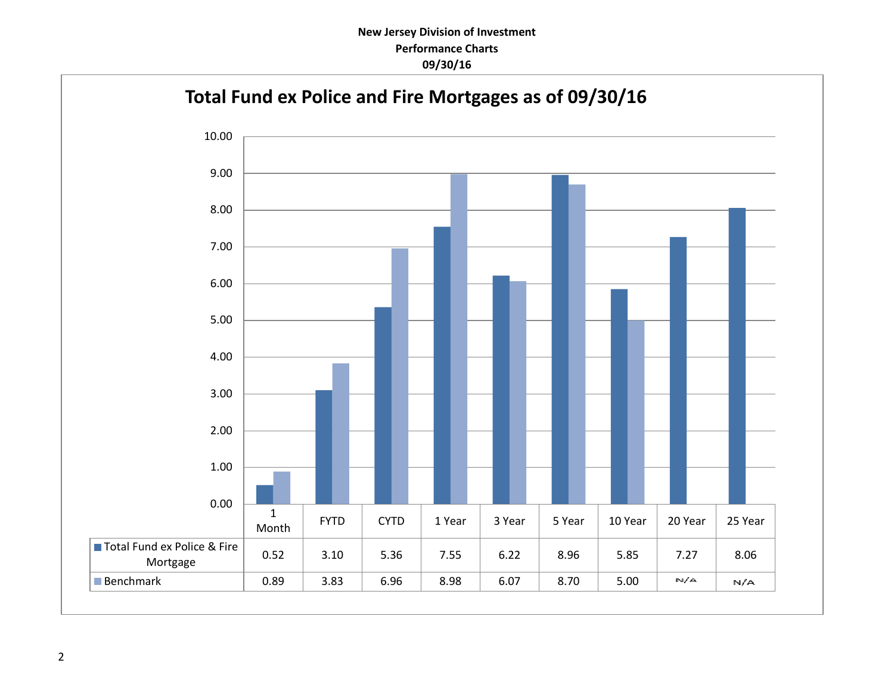**New Jersey Division of Investment**
**Performance Charts**
**09/30/16**

## Total Fund ex Police and Fire Mortgages as of 09/30/16

| | 1 Month | FYTD | CYTD | 1 Year | 3 Year | 5 Year | 10 Year | 20 Year | 25 Year |
|---|---|---|---|---|---|---|---|---|---|
| Total Fund ex Police & Fire Mortgage | 0.52 | 3.10 | 5.36 | 7.55 | 6.22 | 8.96 | 5.85 | 7.27 | 8.06 |
| Benchmark | 0.89 | 3.83 | 6.96 | 8.98 | 6.07 | 8.70 | 5.00 | N/A | N/A |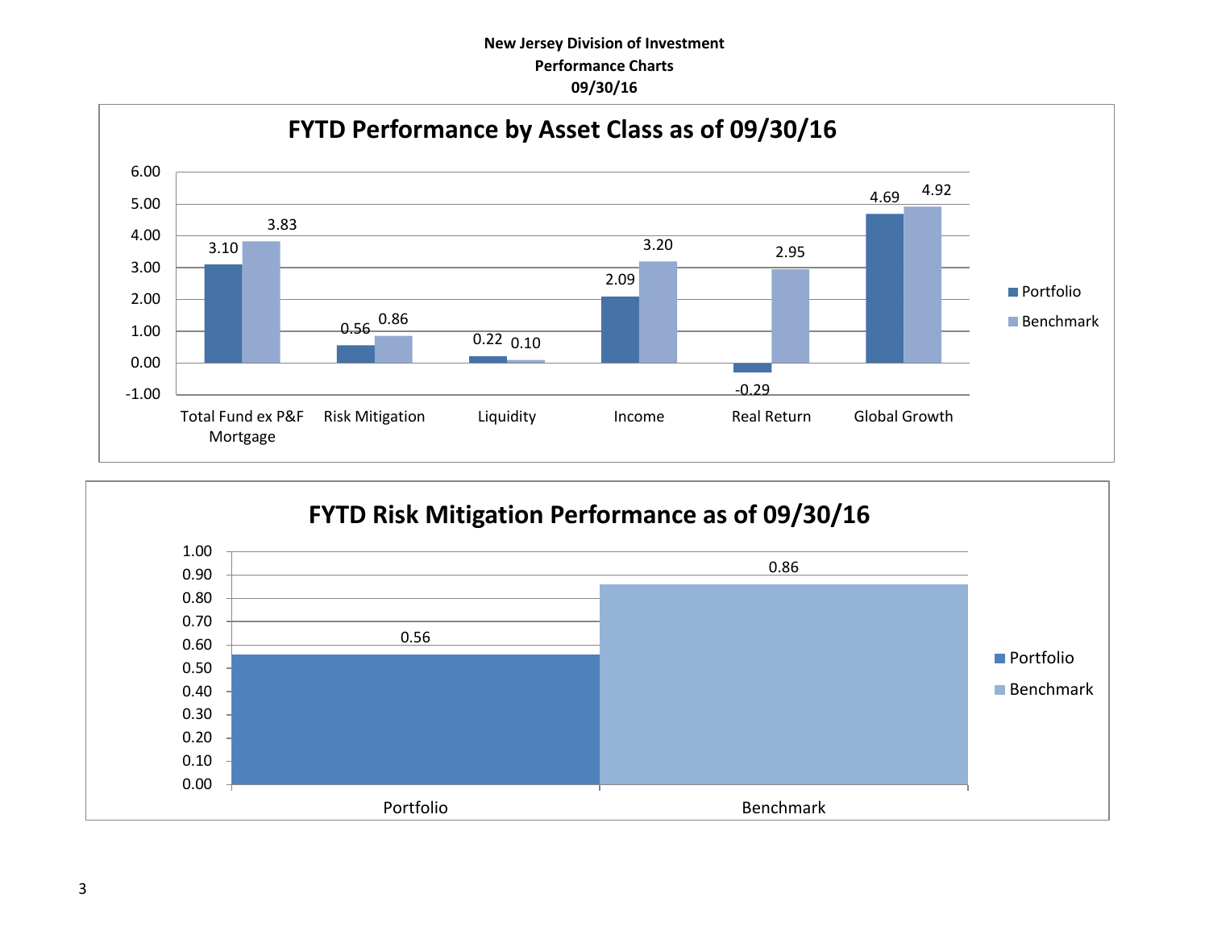**New Jersey Division of Investment**
**Performance Charts**
**09/30/16**

## FYTD Performance by Asset Class as of 09/30/16

| | Portfolio | Benchmark |
|---|---|---|
| Total Fund ex P&F Mortgage | 3.10 | 3.83 |
| Risk Mitigation | 0.56 | 0.86 |
| Liquidity | 0.22 | 0.10 |
| Income | 2.09 | 3.20 |
| Real Return | -0.29 | 2.95 |
| Global Growth | 4.69 | 4.92 |

## FYTD Risk Mitigation Performance as of 09/30/16

| | Value |
|---|---|
| Portfolio | 0.56 |
| Benchmark | 0.86 |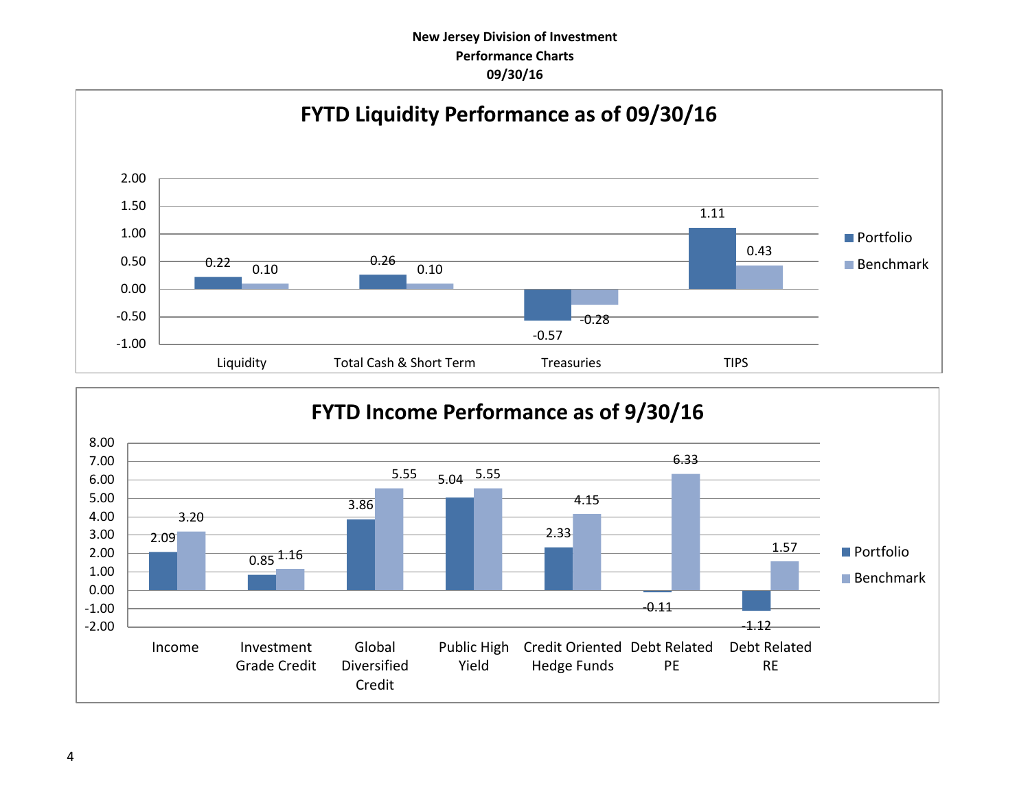**New Jersey Division of Investment**
**Performance Charts**
**09/30/16**

## FYTD Liquidity Performance as of 09/30/16

| | Portfolio | Benchmark |
|---|---|---|
| Liquidity | 0.22 | 0.10 |
| Total Cash & Short Term | 0.26 | 0.10 |
| Treasuries | -0.57 | -0.28 |
| TIPS | 1.11 | 0.43 |

## FYTD Income Performance as of 9/30/16

| | Portfolio | Benchmark |
|---|---|---|
| Income | 2.09 | 3.20 |
| Investment Grade Credit | 0.85 | 1.16 |
| Global Diversified Credit | 3.86 | 5.55 |
| Public High Yield | 5.04 | 5.55 |
| Credit Oriented Hedge Funds | 2.33 | 4.15 |
| Debt Related PE | -0.11 | 6.33 |
| Debt Related RE | -1.12 | 1.57 |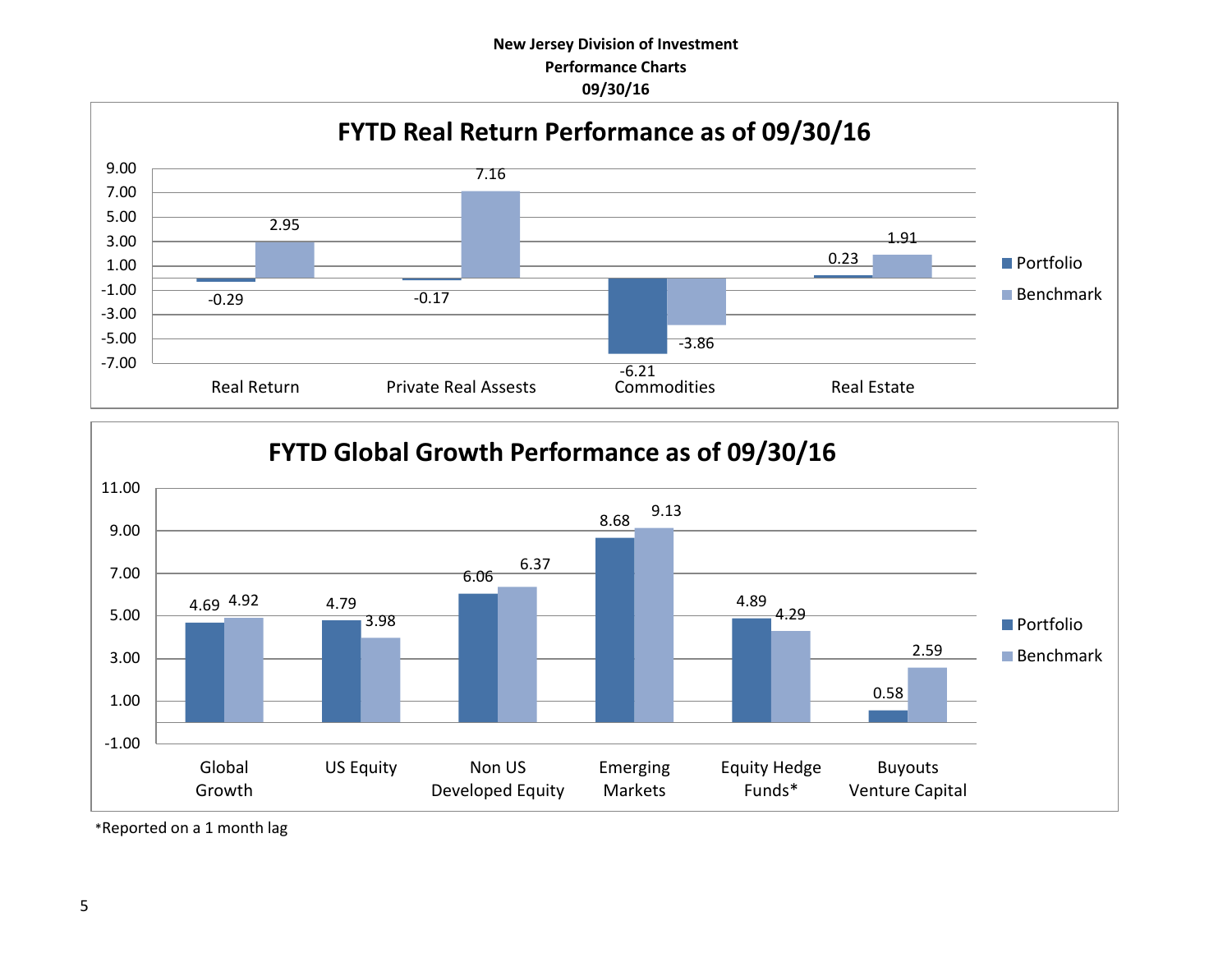**New Jersey Division of Investment**
**Performance Charts**
**09/30/16**

## FYTD Real Return Performance as of 09/30/16

| | Portfolio | Benchmark |
|---|---|---|
| Real Return | -0.29 | 2.95 |
| Private Real Assests | -0.17 | 7.16 |
| Commodities | -6.21 | -3.86 |
| Real Estate | 0.23 | 1.91 |

## FYTD Global Growth Performance as of 09/30/16

| | Portfolio | Benchmark |
|---|---|---|
| Global Growth | 4.69 | 4.92 |
| US Equity | 4.79 | 3.98 |
| Non US Developed Equity | 6.06 | 6.37 |
| Emerging Markets | 8.68 | 9.13 |
| Equity Hedge Funds* | 4.89 | 4.29 |
| Buyouts Venture Capital | 0.58 | 2.59 |

*Reported on a 1 month lag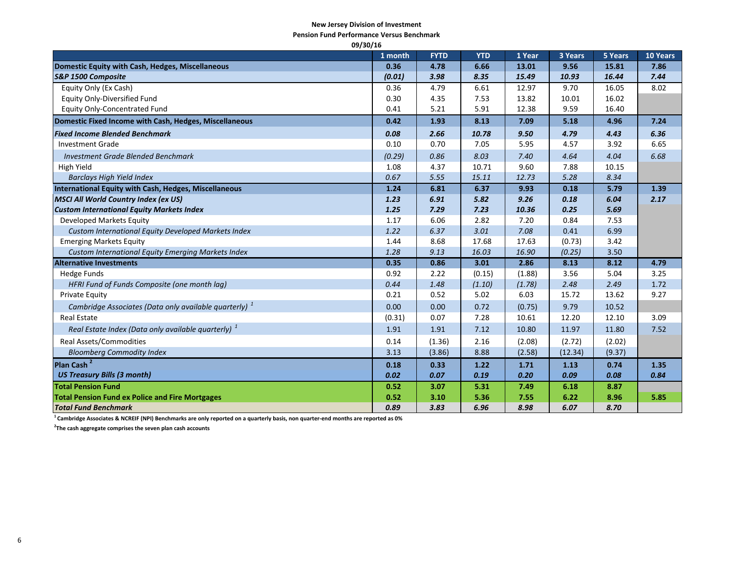**New Jersey Division of Investment**

**Pension Fund Performance Versus Benchmark**

**09/30/16**

| | 1 month | FYTD | YTD | 1 Year | 3 Years | 5 Years | 10 Years |
|---|---|---|---|---|---|---|---|
| **Domestic Equity with Cash, Hedges, Miscellaneous** | **0.36** | **4.78** | **6.66** | **13.01** | **9.56** | **15.81** | **7.86** |
| ***S&P 1500 Composite*** | ***(0.01)*** | ***3.98*** | ***8.35*** | ***15.49*** | ***10.93*** | ***16.44*** | ***7.44*** |
| Equity Only (Ex Cash) | 0.36 | 4.79 | 6.61 | 12.97 | 9.70 | 16.05 | 8.02 |
| Equity Only-Diversified Fund | 0.30 | 4.35 | 7.53 | 13.82 | 10.01 | 16.02 | |
| Equity Only-Concentrated Fund | 0.41 | 5.21 | 5.91 | 12.38 | 9.59 | 16.40 | |
| **Domestic Fixed Income with Cash, Hedges, Miscellaneous** | **0.42** | **1.93** | **8.13** | **7.09** | **5.18** | **4.96** | **7.24** |
| ***Fixed Income Blended Benchmark*** | ***0.08*** | ***2.66*** | ***10.78*** | ***9.50*** | ***4.79*** | ***4.43*** | ***6.36*** |
| Investment Grade | 0.10 | 0.70 | 7.05 | 5.95 | 4.57 | 3.92 | 6.65 |
| *Investment Grade Blended Benchmark* | *(0.29)* | *0.86* | *8.03* | *7.40* | *4.64* | *4.04* | *6.68* |
| High Yield | 1.08 | 4.37 | 10.71 | 9.60 | 7.88 | 10.15 | |
| *Barclays High Yield Index* | *0.67* | *5.55* | *15.11* | *12.73* | *5.28* | *8.34* | |
| **International Equity with Cash, Hedges, Miscellaneous** | **1.24** | **6.81** | **6.37** | **9.93** | **0.18** | **5.79** | **1.39** |
| ***MSCI All World Country Index (ex US)*** | ***1.23*** | ***6.91*** | ***5.82*** | ***9.26*** | ***0.18*** | ***6.04*** | ***2.17*** |
| ***Custom International Equity Markets Index*** | ***1.25*** | ***7.29*** | ***7.23*** | ***10.36*** | ***0.25*** | ***5.69*** | |
| Developed Markets Equity | 1.17 | 6.06 | 2.82 | 7.20 | 0.84 | 7.53 | |
| *Custom International Equity Developed Markets Index* | *1.22* | *6.37* | *3.01* | *7.08* | *0.41* | *6.99* | |
| Emerging Markets Equity | 1.44 | 8.68 | 17.68 | 17.63 | (0.73) | 3.42 | |
| *Custom International Equity Emerging Markets Index* | *1.28* | *9.13* | *16.03* | *16.90* | *(0.25)* | *3.50* | |
| **Alternative Investments** | **0.35** | **0.86** | **3.01** | **2.86** | **8.13** | **8.12** | **4.79** |
| Hedge Funds | 0.92 | 2.22 | (0.15) | (1.88) | 3.56 | 5.04 | 3.25 |
| *HFRI Fund of Funds Composite (one month lag)* | *0.44* | *1.48* | *(1.10)* | *(1.78)* | *2.48* | *2.49* | 1.72 |
| Private Equity | 0.21 | 0.52 | 5.02 | 6.03 | 15.72 | 13.62 | 9.27 |
| *Cambridge Associates (Data only available quarterly)* [1] | 0.00 | 0.00 | 0.72 | (0.75) | 9.79 | 10.52 | |
| Real Estate | (0.31) | 0.07 | 7.28 | 10.61 | 12.20 | 12.10 | 3.09 |
| *Real Estate Index (Data only available quarterly)* [1] | 1.91 | 1.91 | 7.12 | 10.80 | 11.97 | 11.80 | 7.52 |
| Real Assets/Commodities | 0.14 | (1.36) | 2.16 | (2.08) | (2.72) | (2.02) | |
| *Bloomberg Commodity Index* | 3.13 | (3.86) | 8.88 | (2.58) | (12.34) | (9.37) | |
| **Plan Cash** [2] | **0.18** | **0.33** | **1.22** | **1.71** | **1.13** | **0.74** | **1.35** |
| ***US Treasury Bills (3 month)*** | ***0.02*** | ***0.07*** | ***0.19*** | ***0.20*** | ***0.09*** | ***0.08*** | ***0.84*** |
| **Total Pension Fund** | **0.52** | **3.07** | **5.31** | **7.49** | **6.18** | **8.87** | |
| **Total Pension Fund ex Police and Fire Mortgages** | **0.52** | **3.10** | **5.36** | **7.55** | **6.22** | **8.96** | **5.85** |
| ***Total Fund Benchmark*** | ***0.89*** | ***3.83*** | ***6.96*** | ***8.98*** | ***6.07*** | ***8.70*** | |

[1] Cambridge Associates & NCREIF (NPI) Benchmarks are only reported on a quarterly basis, non quarter-end months are reported as 0%

[2] The cash aggregate comprises the seven plan cash accounts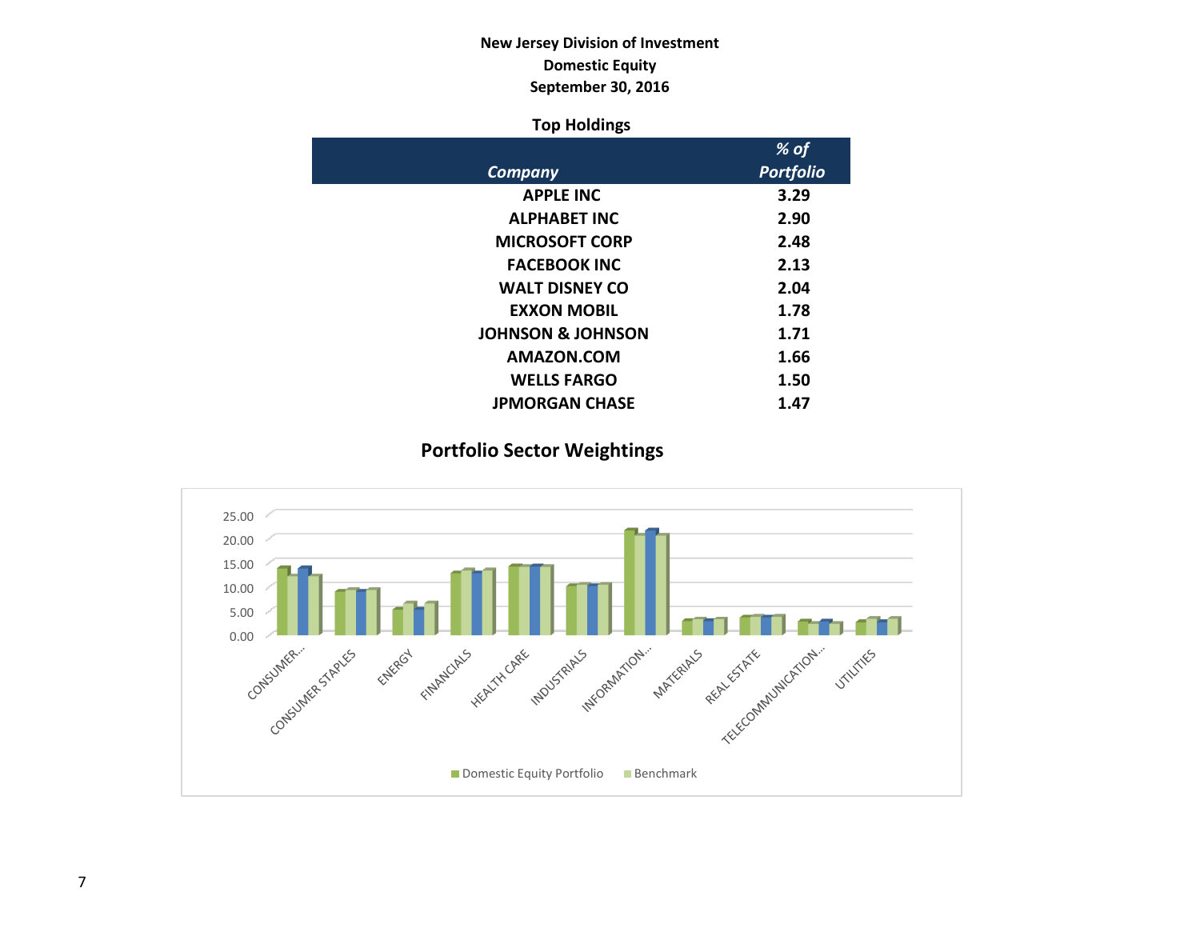**New Jersey Division of Investment**
**Domestic Equity**
**September 30, 2016**

**Top Holdings**

| *Company* | *% of Portfolio* |
|---|---|
| APPLE INC | 3.29 |
| ALPHABET INC | 2.90 |
| MICROSOFT CORP | 2.48 |
| FACEBOOK INC | 2.13 |
| WALT DISNEY CO | 2.04 |
| EXXON MOBIL | 1.78 |
| JOHNSON & JOHNSON | 1.71 |
| AMAZON.COM | 1.66 |
| WELLS FARGO | 1.50 |
| JPMORGAN CHASE | 1.47 |

## Portfolio Sector Weightings

25.00
20.00
15.00
10.00
5.00
0.00

CONSUMER... CONSUMER STAPLES ENERGY FINANCIALS HEALTH CARE INDUSTRIALS INFORMATION... MATERIALS REAL ESTATE TELECOMMUNICATION... UTILITIES

Domestic Equity Portfolio   Benchmark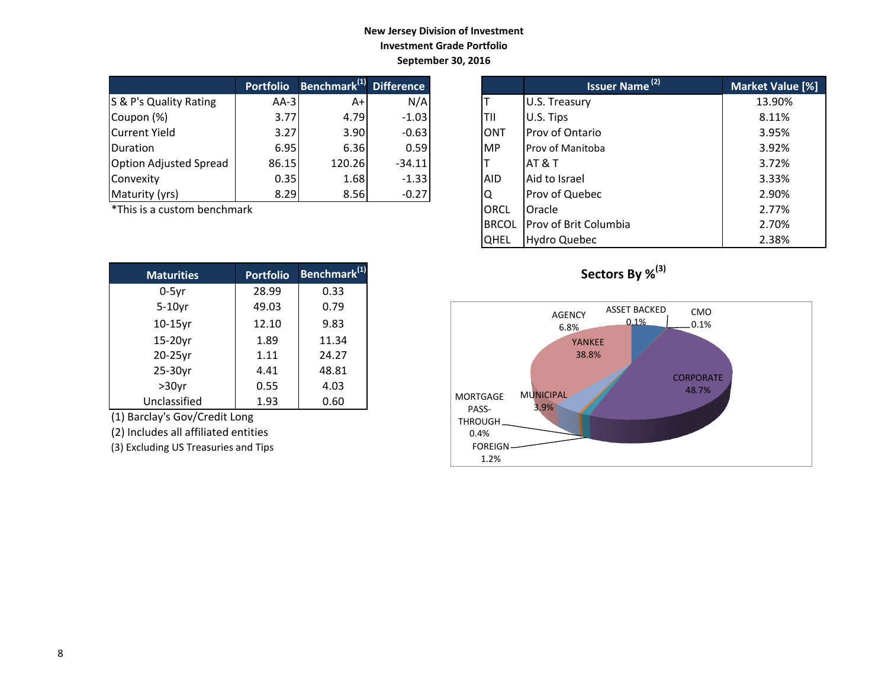**New Jersey Division of Investment**
**Investment Grade Portfolio**
**September 30, 2016**

| | Portfolio | Benchmark[1] | Difference |
|---|---|---|---|
| S & P's Quality Rating | AA-3 | A+ | N/A |
| Coupon (%) | 3.77 | 4.79 | -1.03 |
| Current Yield | 3.27 | 3.90 | -0.63 |
| Duration | 6.95 | 6.36 | 0.59 |
| Option Adjusted Spread | 86.15 | 120.26 | -34.11 |
| Convexity | 0.35 | 1.68 | -1.33 |
| Maturity (yrs) | 8.29 | 8.56 | -0.27 |

*This is a custom benchmark

| | Issuer Name [2] | Market Value [%] |
|---|---|---|
| T | U.S. Treasury | 13.90% |
| TII | U.S. Tips | 8.11% |
| ONT | Prov of Ontario | 3.95% |
| MP | Prov of Manitoba | 3.92% |
| T | AT & T | 3.72% |
| AID | Aid to Israel | 3.33% |
| Q | Prov of Quebec | 2.90% |
| ORCL | Oracle | 2.77% |
| BRCOL | Prov of Brit Columbia | 2.70% |
| QHEL | Hydro Quebec | 2.38% |

| Maturities | Portfolio | Benchmark[1] |
|---|---|---|
| 0-5yr | 28.99 | 0.33 |
| 5-10yr | 49.03 | 0.79 |
| 10-15yr | 12.10 | 9.83 |
| 15-20yr | 1.89 | 11.34 |
| 20-25yr | 1.11 | 24.27 |
| 25-30yr | 4.41 | 48.81 |
| >30yr | 0.55 | 4.03 |
| Unclassified | 1.93 | 0.60 |

(1) Barclay's Gov/Credit Long
(2) Includes all affiliated entities
(3) Excluding US Treasuries and Tips

**Sectors By %[3]**

| Sector | % |
|---|---|
| AGENCY | 6.8% |
| ASSET BACKED | 0.1% |
| CMO | 0.1% |
| YANKEE | 38.8% |
| CORPORATE | 48.7% |
| MUNICIPAL | 3.9% |
| MORTGAGE PASS-THROUGH | 0.4% |
| FOREIGN | 1.2% |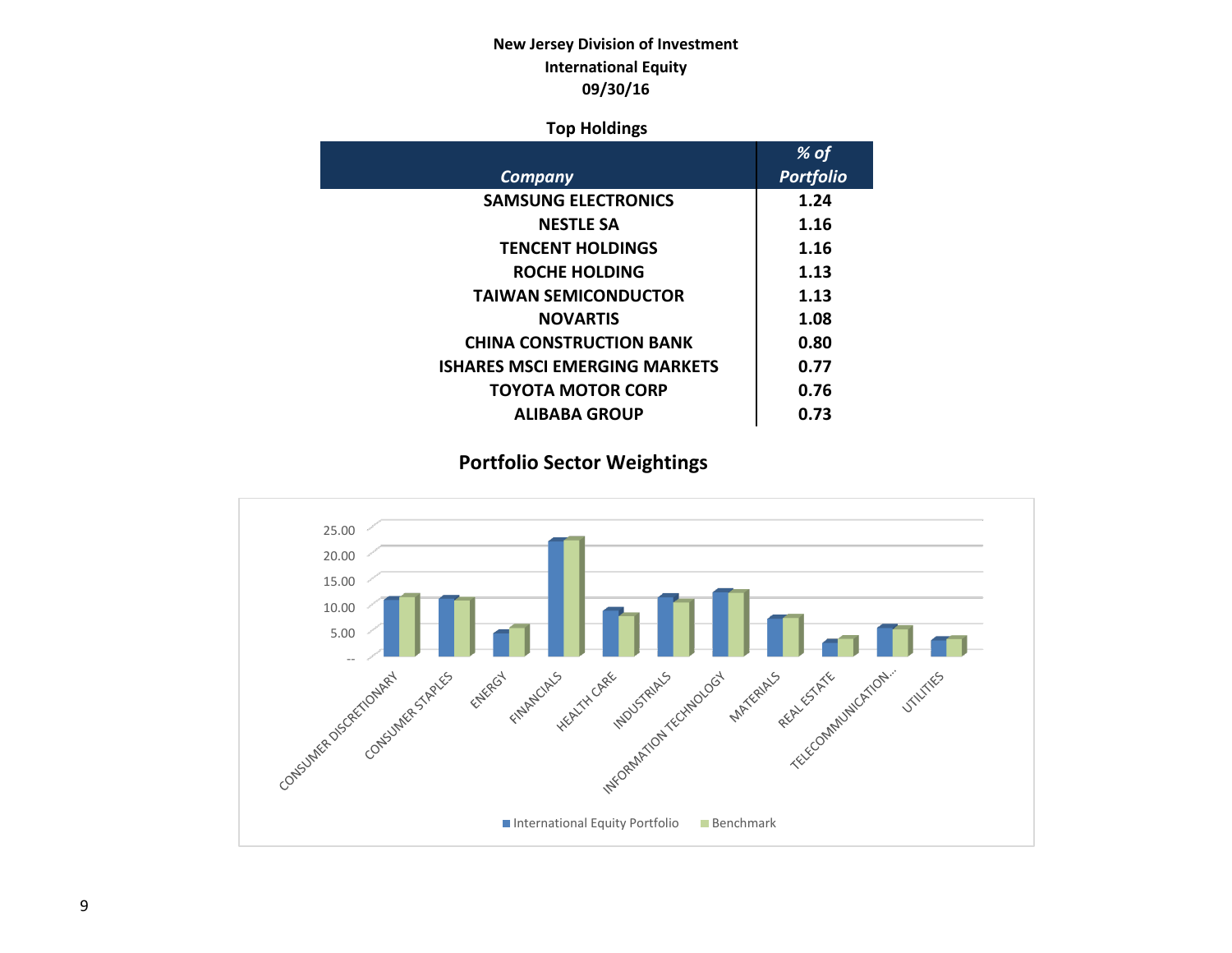**New Jersey Division of Investment**
**International Equity**
**09/30/16**

### Top Holdings

| *Company* | *% of Portfolio* |
|---|---|
| SAMSUNG ELECTRONICS | 1.24 |
| NESTLE SA | 1.16 |
| TENCENT HOLDINGS | 1.16 |
| ROCHE HOLDING | 1.13 |
| TAIWAN SEMICONDUCTOR | 1.13 |
| NOVARTIS | 1.08 |
| CHINA CONSTRUCTION BANK | 0.80 |
| ISHARES MSCI EMERGING MARKETS | 0.77 |
| TOYOTA MOTOR CORP | 0.76 |
| ALIBABA GROUP | 0.73 |

### Portfolio Sector Weightings

25.00
20.00
15.00
10.00
5.00
--

CONSUMER DISCRETIONARY, CONSUMER STAPLES, ENERGY, FINANCIALS, HEALTH CARE, INDUSTRIALS, INFORMATION TECHNOLOGY, MATERIALS, REAL ESTATE, TELECOMMUNICATION..., UTILITIES

International Equity Portfolio | Benchmark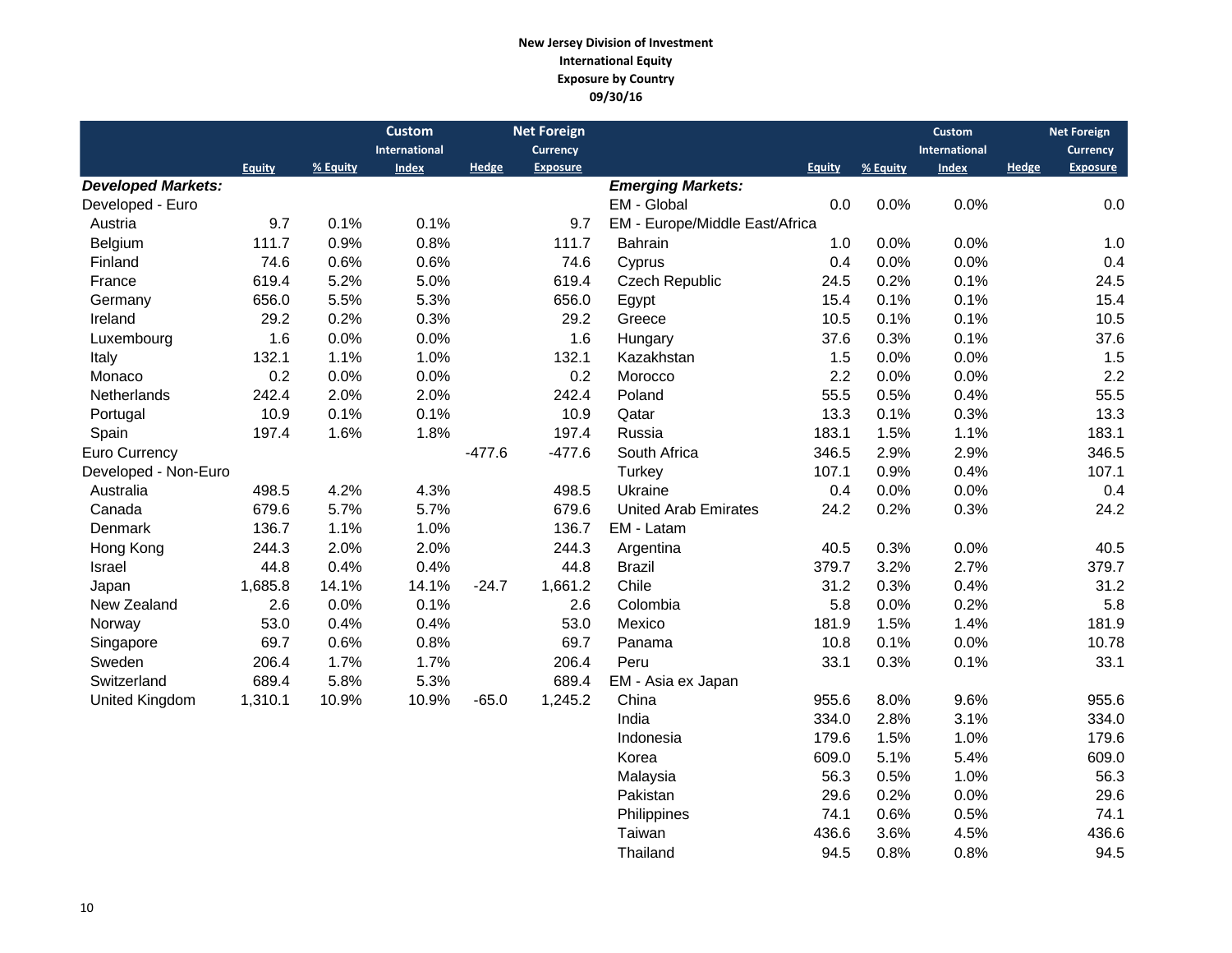**New Jersey Division of Investment**
**International Equity**
**Exposure by Country**
**09/30/16**

| | Equity | % Equity | Custom International Index | Hedge | Net Foreign Currency Exposure |
|---|---|---|---|---|---|
| ***Developed Markets:*** | | | | | |
| Developed - Euro | | | | | |
| Austria | 9.7 | 0.1% | 0.1% | | 9.7 |
| Belgium | 111.7 | 0.9% | 0.8% | | 111.7 |
| Finland | 74.6 | 0.6% | 0.6% | | 74.6 |
| France | 619.4 | 5.2% | 5.0% | | 619.4 |
| Germany | 656.0 | 5.5% | 5.3% | | 656.0 |
| Ireland | 29.2 | 0.2% | 0.3% | | 29.2 |
| Luxembourg | 1.6 | 0.0% | 0.0% | | 1.6 |
| Italy | 132.1 | 1.1% | 1.0% | | 132.1 |
| Monaco | 0.2 | 0.0% | 0.0% | | 0.2 |
| Netherlands | 242.4 | 2.0% | 2.0% | | 242.4 |
| Portugal | 10.9 | 0.1% | 0.1% | | 10.9 |
| Spain | 197.4 | 1.6% | 1.8% | | 197.4 |
| Euro Currency | | | | -477.6 | -477.6 |
| Developed - Non-Euro | | | | | |
| Australia | 498.5 | 4.2% | 4.3% | | 498.5 |
| Canada | 679.6 | 5.7% | 5.7% | | 679.6 |
| Denmark | 136.7 | 1.1% | 1.0% | | 136.7 |
| Hong Kong | 244.3 | 2.0% | 2.0% | | 244.3 |
| Israel | 44.8 | 0.4% | 0.4% | | 44.8 |
| Japan | 1,685.8 | 14.1% | 14.1% | -24.7 | 1,661.2 |
| New Zealand | 2.6 | 0.0% | 0.1% | | 2.6 |
| Norway | 53.0 | 0.4% | 0.4% | | 53.0 |
| Singapore | 69.7 | 0.6% | 0.8% | | 69.7 |
| Sweden | 206.4 | 1.7% | 1.7% | | 206.4 |
| Switzerland | 689.4 | 5.8% | 5.3% | | 689.4 |
| United Kingdom | 1,310.1 | 10.9% | 10.9% | -65.0 | 1,245.2 |

| | Equity | % Equity | Custom International Index | Hedge | Net Foreign Currency Exposure |
|---|---|---|---|---|---|
| ***Emerging Markets:*** | | | | | |
| EM - Global | 0.0 | 0.0% | 0.0% | | 0.0 |
| EM - Europe/Middle East/Africa | | | | | |
| Bahrain | 1.0 | 0.0% | 0.0% | | 1.0 |
| Cyprus | 0.4 | 0.0% | 0.0% | | 0.4 |
| Czech Republic | 24.5 | 0.2% | 0.1% | | 24.5 |
| Egypt | 15.4 | 0.1% | 0.1% | | 15.4 |
| Greece | 10.5 | 0.1% | 0.1% | | 10.5 |
| Hungary | 37.6 | 0.3% | 0.1% | | 37.6 |
| Kazakhstan | 1.5 | 0.0% | 0.0% | | 1.5 |
| Morocco | 2.2 | 0.0% | 0.0% | | 2.2 |
| Poland | 55.5 | 0.5% | 0.4% | | 55.5 |
| Qatar | 13.3 | 0.1% | 0.3% | | 13.3 |
| Russia | 183.1 | 1.5% | 1.1% | | 183.1 |
| South Africa | 346.5 | 2.9% | 2.9% | | 346.5 |
| Turkey | 107.1 | 0.9% | 0.4% | | 107.1 |
| Ukraine | 0.4 | 0.0% | 0.0% | | 0.4 |
| United Arab Emirates | 24.2 | 0.2% | 0.3% | | 24.2 |
| EM - Latam | | | | | |
| Argentina | 40.5 | 0.3% | 0.0% | | 40.5 |
| Brazil | 379.7 | 3.2% | 2.7% | | 379.7 |
| Chile | 31.2 | 0.3% | 0.4% | | 31.2 |
| Colombia | 5.8 | 0.0% | 0.2% | | 5.8 |
| Mexico | 181.9 | 1.5% | 1.4% | | 181.9 |
| Panama | 10.8 | 0.1% | 0.0% | | 10.78 |
| Peru | 33.1 | 0.3% | 0.1% | | 33.1 |
| EM - Asia ex Japan | | | | | |
| China | 955.6 | 8.0% | 9.6% | | 955.6 |
| India | 334.0 | 2.8% | 3.1% | | 334.0 |
| Indonesia | 179.6 | 1.5% | 1.0% | | 179.6 |
| Korea | 609.0 | 5.1% | 5.4% | | 609.0 |
| Malaysia | 56.3 | 0.5% | 1.0% | | 56.3 |
| Pakistan | 29.6 | 0.2% | 0.0% | | 29.6 |
| Philippines | 74.1 | 0.6% | 0.5% | | 74.1 |
| Taiwan | 436.6 | 3.6% | 4.5% | | 436.6 |
| Thailand | 94.5 | 0.8% | 0.8% | | 94.5 |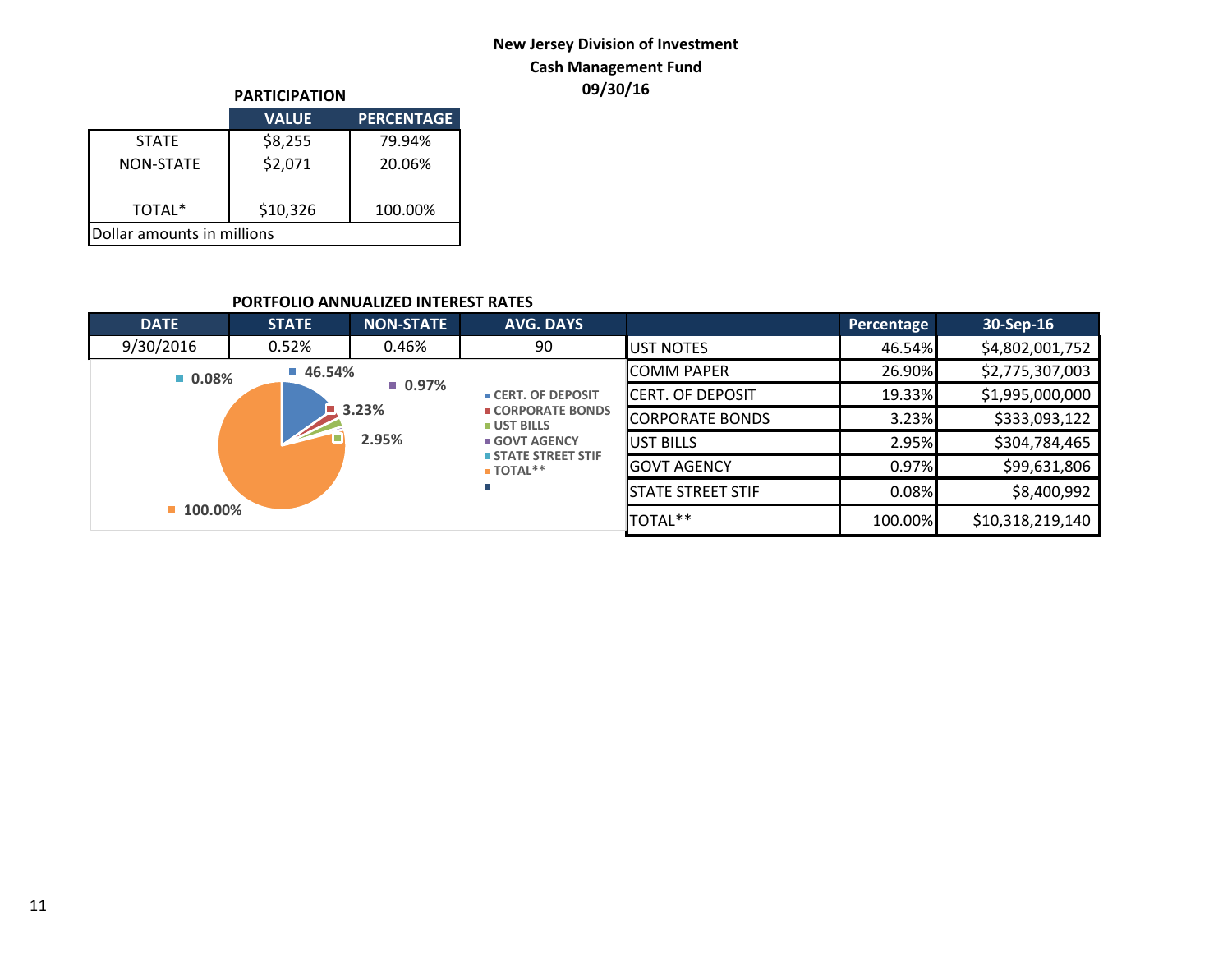**New Jersey Division of Investment**
**Cash Management Fund**
**09/30/16**

**PARTICIPATION**

| | VALUE | PERCENTAGE |
|---|---|---|
| STATE | $8,255 | 79.94% |
| NON-STATE | $2,071 | 20.06% |
| TOTAL* | $10,326 | 100.00% |

Dollar amounts in millions

**PORTFOLIO ANNUALIZED INTEREST RATES**

| DATE | STATE | NON-STATE | AVG. DAYS |
|---|---|---|---|
| 9/30/2016 | 0.52% | 0.46% | 90 |

| | Percentage | 30-Sep-16 |
|---|---|---|
| UST NOTES | 46.54% | $4,802,001,752 |
| COMM PAPER | 26.90% | $2,775,307,003 |
| CERT. OF DEPOSIT | 19.33% | $1,995,000,000 |
| CORPORATE BONDS | 3.23% | $333,093,122 |
| UST BILLS | 2.95% | $304,784,465 |
| GOVT AGENCY | 0.97% | $99,631,806 |
| STATE STREET STIF | 0.08% | $8,400,992 |
| TOTAL** | 100.00% | $10,318,219,140 |

0.08% 46.54% 0.97% 3.23% 2.95% 100.00%

CERT. OF DEPOSIT
CORPORATE BONDS
UST BILLS
GOVT AGENCY
STATE STREET STIF
TOTAL**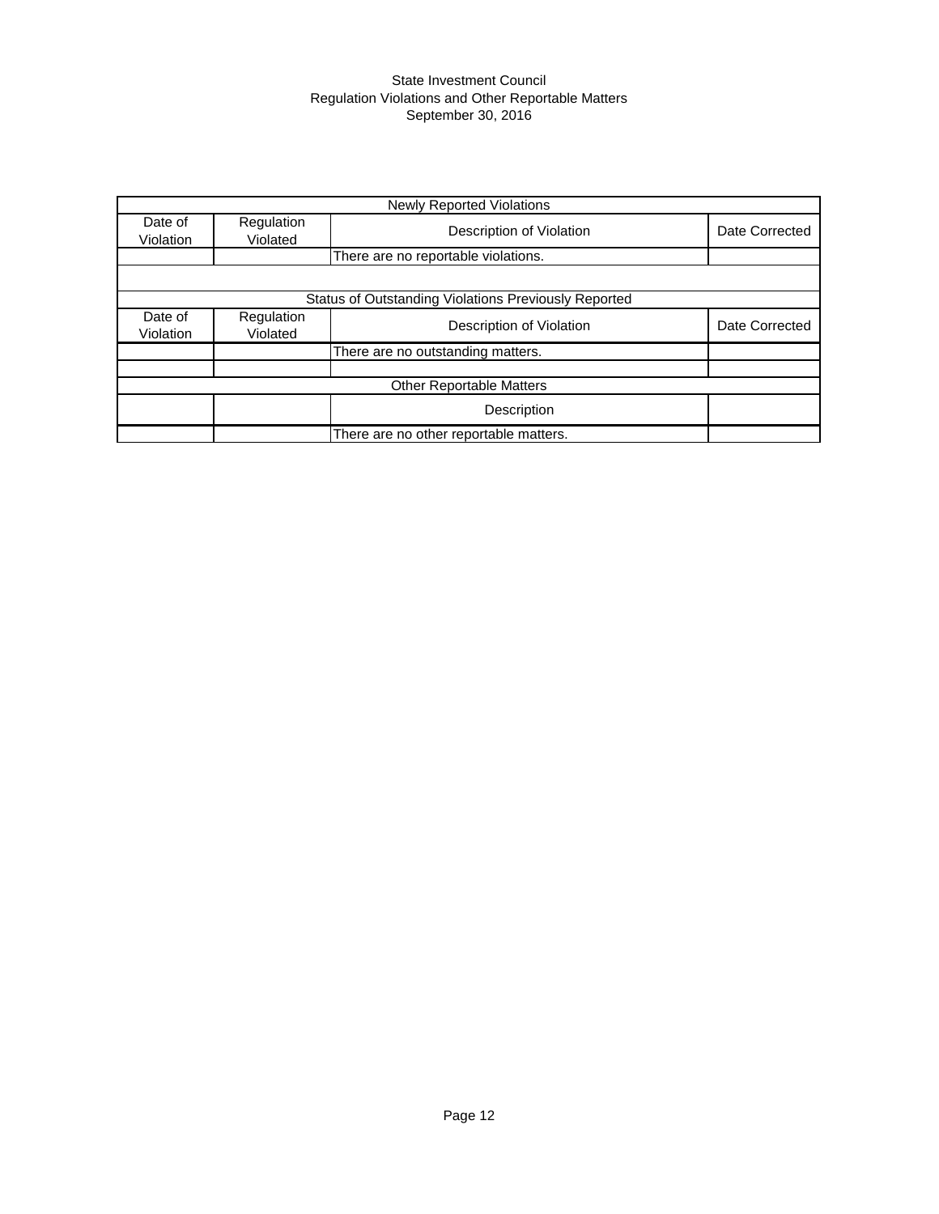State Investment Council
Regulation Violations and Other Reportable Matters
September 30, 2016

| Newly Reported Violations | | | |
|---|---|---|---|
| Date of Violation | Regulation Violated | Description of Violation | Date Corrected |
| | | There are no reportable violations. | |
| | | | |
| Status of Outstanding Violations Previously Reported | | | |
| Date of Violation | Regulation Violated | Description of Violation | Date Corrected |
| | | There are no outstanding matters. | |
| | | | |
| Other Reportable Matters | | | |
| | | Description | |
| | | There are no other reportable matters. | |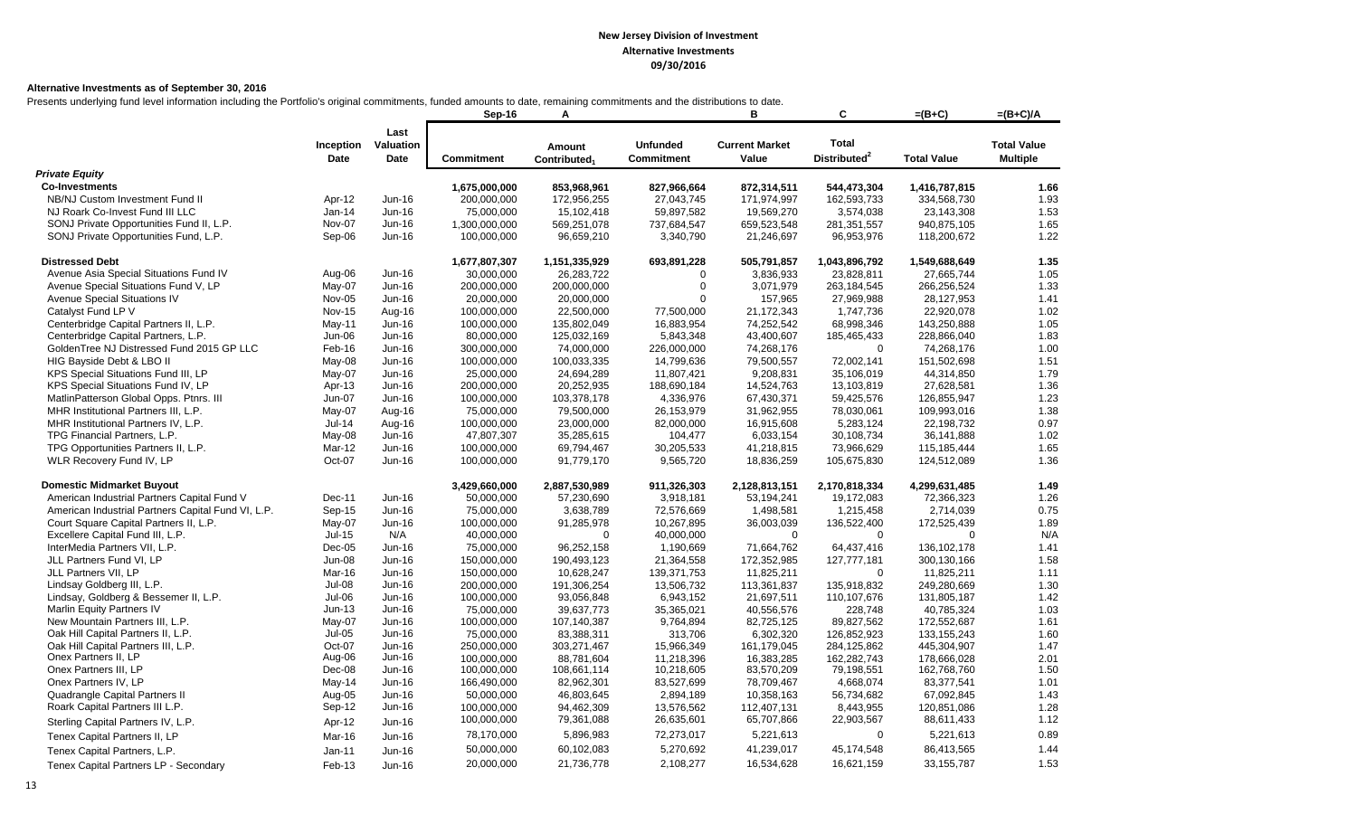**New Jersey Division of Investment**
**Alternative Investments**
**09/30/2016**

**Alternative Investments as of September 30, 2016**

Presents underlying fund level information including the Portfolio's original commitments, funded amounts to date, remaining commitments and the distributions to date.

| | Inception Date | Last Valuation Date | Sep-16 Commitment | A Amount Contributed[1] | Unfunded Commitment | B Current Market Value | C Total Distributed[2] | =(B+C) Total Value | =(B+C)/A Total Value Multiple |
|---|---|---|---|---|---|---|---|---|---|
| ***Private Equity*** | | | | | | | | | |
| **Co-Investments** | | | **1,675,000,000** | **853,968,961** | **827,966,664** | **872,314,511** | **544,473,304** | **1,416,787,815** | **1.66** |
| NB/NJ Custom Investment Fund II | Apr-12 | Jun-16 | 200,000,000 | 172,956,255 | 27,043,745 | 171,974,997 | 162,593,733 | 334,568,730 | 1.93 |
| NJ Roark Co-Invest Fund III LLC | Jan-14 | Jun-16 | 75,000,000 | 15,102,418 | 59,897,582 | 19,569,270 | 3,574,038 | 23,143,308 | 1.53 |
| SONJ Private Opportunities Fund II, L.P. | Nov-07 | Jun-16 | 1,300,000,000 | 569,251,078 | 737,684,547 | 659,523,548 | 281,351,557 | 940,875,105 | 1.65 |
| SONJ Private Opportunities Fund, L.P. | Sep-06 | Jun-16 | 100,000,000 | 96,659,210 | 3,340,790 | 21,246,697 | 96,953,976 | 118,200,672 | 1.22 |
| **Distressed Debt** | | | **1,677,807,307** | **1,151,335,929** | **693,891,228** | **505,791,857** | **1,043,896,792** | **1,549,688,649** | **1.35** |
| Avenue Asia Special Situations Fund IV | Aug-06 | Jun-16 | 30,000,000 | 26,283,722 | 0 | 3,836,933 | 23,828,811 | 27,665,744 | 1.05 |
| Avenue Special Situations Fund V, LP | May-07 | Jun-16 | 200,000,000 | 200,000,000 | 0 | 3,071,979 | 263,184,545 | 266,256,524 | 1.33 |
| Avenue Special Situations IV | Nov-05 | Jun-16 | 20,000,000 | 20,000,000 | 0 | 157,965 | 27,969,988 | 28,127,953 | 1.41 |
| Catalyst Fund LP V | Nov-15 | Aug-16 | 100,000,000 | 22,500,000 | 77,500,000 | 21,172,343 | 1,747,736 | 22,920,078 | 1.02 |
| Centerbridge Capital Partners II, L.P. | May-11 | Jun-16 | 100,000,000 | 135,802,049 | 16,883,954 | 74,252,542 | 68,998,346 | 143,250,888 | 1.05 |
| Centerbridge Capital Partners, L.P. | Jun-06 | Jun-16 | 80,000,000 | 125,032,169 | 5,843,348 | 43,400,607 | 185,465,433 | 228,866,040 | 1.83 |
| GoldenTree NJ Distressed Fund 2015 GP LLC | Feb-16 | Jun-16 | 300,000,000 | 74,000,000 | 226,000,000 | 74,268,176 | 0 | 74,268,176 | 1.00 |
| HIG Bayside Debt & LBO II | May-08 | Jun-16 | 100,000,000 | 100,033,335 | 14,799,636 | 79,500,557 | 72,002,141 | 151,502,698 | 1.51 |
| KPS Special Situations Fund III, LP | May-07 | Jun-16 | 25,000,000 | 24,694,289 | 11,807,421 | 9,208,831 | 35,106,019 | 44,314,850 | 1.79 |
| KPS Special Situations Fund IV, LP | Apr-13 | Jun-16 | 200,000,000 | 20,252,935 | 188,690,184 | 14,524,763 | 13,103,819 | 27,628,581 | 1.36 |
| MatlinPatterson Global Opps. Ptnrs. III | Jun-07 | Jun-16 | 100,000,000 | 103,378,178 | 4,336,976 | 67,430,371 | 59,425,576 | 126,855,947 | 1.23 |
| MHR Institutional Partners III, L.P. | May-07 | Aug-16 | 75,000,000 | 79,500,000 | 26,153,979 | 31,962,955 | 78,030,061 | 109,993,016 | 1.38 |
| MHR Institutional Partners IV, L.P. | Jul-14 | Aug-16 | 100,000,000 | 23,000,000 | 82,000,000 | 16,915,608 | 5,283,124 | 22,198,732 | 0.97 |
| TPG Financial Partners, L.P. | May-08 | Jun-16 | 47,807,307 | 35,285,615 | 104,477 | 6,033,154 | 30,108,734 | 36,141,888 | 1.02 |
| TPG Opportunities Partners II, L.P. | Mar-12 | Jun-16 | 100,000,000 | 69,794,467 | 30,205,533 | 41,218,815 | 73,966,629 | 115,185,444 | 1.65 |
| WLR Recovery Fund IV, LP | Oct-07 | Jun-16 | 100,000,000 | 91,779,170 | 9,565,720 | 18,836,259 | 105,675,830 | 124,512,089 | 1.36 |
| **Domestic Midmarket Buyout** | | | **3,429,660,000** | **2,887,530,989** | **911,326,303** | **2,128,813,151** | **2,170,818,334** | **4,299,631,485** | **1.49** |
| American Industrial Partners Capital Fund V | Dec-11 | Jun-16 | 50,000,000 | 57,230,690 | 3,918,181 | 53,194,241 | 19,172,083 | 72,366,323 | 1.26 |
| American Industrial Partners Capital Fund VI, L.P. | Sep-15 | Jun-16 | 75,000,000 | 3,638,789 | 72,576,669 | 1,498,581 | 1,215,458 | 2,714,039 | 0.75 |
| Court Square Capital Partners II, L.P. | May-07 | Jun-16 | 100,000,000 | 91,285,978 | 10,267,895 | 36,003,039 | 136,522,400 | 172,525,439 | 1.89 |
| Excellere Capital Fund III, L.P. | Jul-15 | N/A | 40,000,000 | 0 | 40,000,000 | 0 | 0 | 0 | N/A |
| InterMedia Partners VII, L.P. | Dec-05 | Jun-16 | 75,000,000 | 96,252,158 | 1,190,669 | 71,664,762 | 64,437,416 | 136,102,178 | 1.41 |
| JLL Partners Fund VI, LP | Jun-08 | Jun-16 | 150,000,000 | 190,493,123 | 21,364,558 | 172,352,985 | 127,777,181 | 300,130,166 | 1.58 |
| JLL Partners VII, LP | Mar-16 | Jun-16 | 150,000,000 | 10,628,247 | 139,371,753 | 11,825,211 | 0 | 11,825,211 | 1.11 |
| Lindsay Goldberg III, L.P. | Jul-08 | Jun-16 | 200,000,000 | 191,306,254 | 13,506,732 | 113,361,837 | 135,918,832 | 249,280,669 | 1.30 |
| Lindsay, Goldberg & Bessemer II, L.P. | Jul-06 | Jun-16 | 100,000,000 | 93,056,848 | 6,943,152 | 21,697,511 | 110,107,676 | 131,805,187 | 1.42 |
| Marlin Equity Partners IV | Jun-13 | Jun-16 | 75,000,000 | 39,637,773 | 35,365,021 | 40,556,576 | 228,748 | 40,785,324 | 1.03 |
| New Mountain Partners III, L.P. | May-07 | Jun-16 | 100,000,000 | 107,140,387 | 9,764,894 | 82,725,125 | 89,827,562 | 172,552,687 | 1.61 |
| Oak Hill Capital Partners II, L.P. | Jul-05 | Jun-16 | 75,000,000 | 83,388,311 | 313,706 | 6,302,320 | 126,852,923 | 133,155,243 | 1.60 |
| Oak Hill Capital Partners III, L.P. | Oct-07 | Jun-16 | 250,000,000 | 303,271,467 | 15,966,349 | 161,179,045 | 284,125,862 | 445,304,907 | 1.47 |
| Onex Partners II, LP | Aug-06 | Jun-16 | 100,000,000 | 88,781,604 | 11,218,396 | 16,383,285 | 162,282,743 | 178,666,028 | 2.01 |
| Onex Partners III, LP | Dec-08 | Jun-16 | 100,000,000 | 108,661,114 | 10,218,605 | 83,570,209 | 79,198,551 | 162,768,760 | 1.50 |
| Onex Partners IV, LP | May-14 | Jun-16 | 166,490,000 | 82,962,301 | 83,527,699 | 78,709,467 | 4,668,074 | 83,377,541 | 1.01 |
| Quadrangle Capital Partners II | Aug-05 | Jun-16 | 50,000,000 | 46,803,645 | 2,894,189 | 10,358,163 | 56,734,682 | 67,092,845 | 1.43 |
| Roark Capital Partners III L.P. | Sep-12 | Jun-16 | 100,000,000 | 94,462,309 | 13,576,562 | 112,407,131 | 8,443,955 | 120,851,086 | 1.28 |
| Sterling Capital Partners IV, L.P. | Apr-12 | Jun-16 | 100,000,000 | 79,361,088 | 26,635,601 | 65,707,866 | 22,903,567 | 88,611,433 | 1.12 |
| Tenex Capital Partners II, LP | Mar-16 | Jun-16 | 78,170,000 | 5,896,983 | 72,273,017 | 5,221,613 | 0 | 5,221,613 | 0.89 |
| Tenex Capital Partners, L.P. | Jan-11 | Jun-16 | 50,000,000 | 60,102,083 | 5,270,692 | 41,239,017 | 45,174,548 | 86,413,565 | 1.44 |
| Tenex Capital Partners LP - Secondary | Feb-13 | Jun-16 | 20,000,000 | 21,736,778 | 2,108,277 | 16,534,628 | 16,621,159 | 33,155,787 | 1.53 |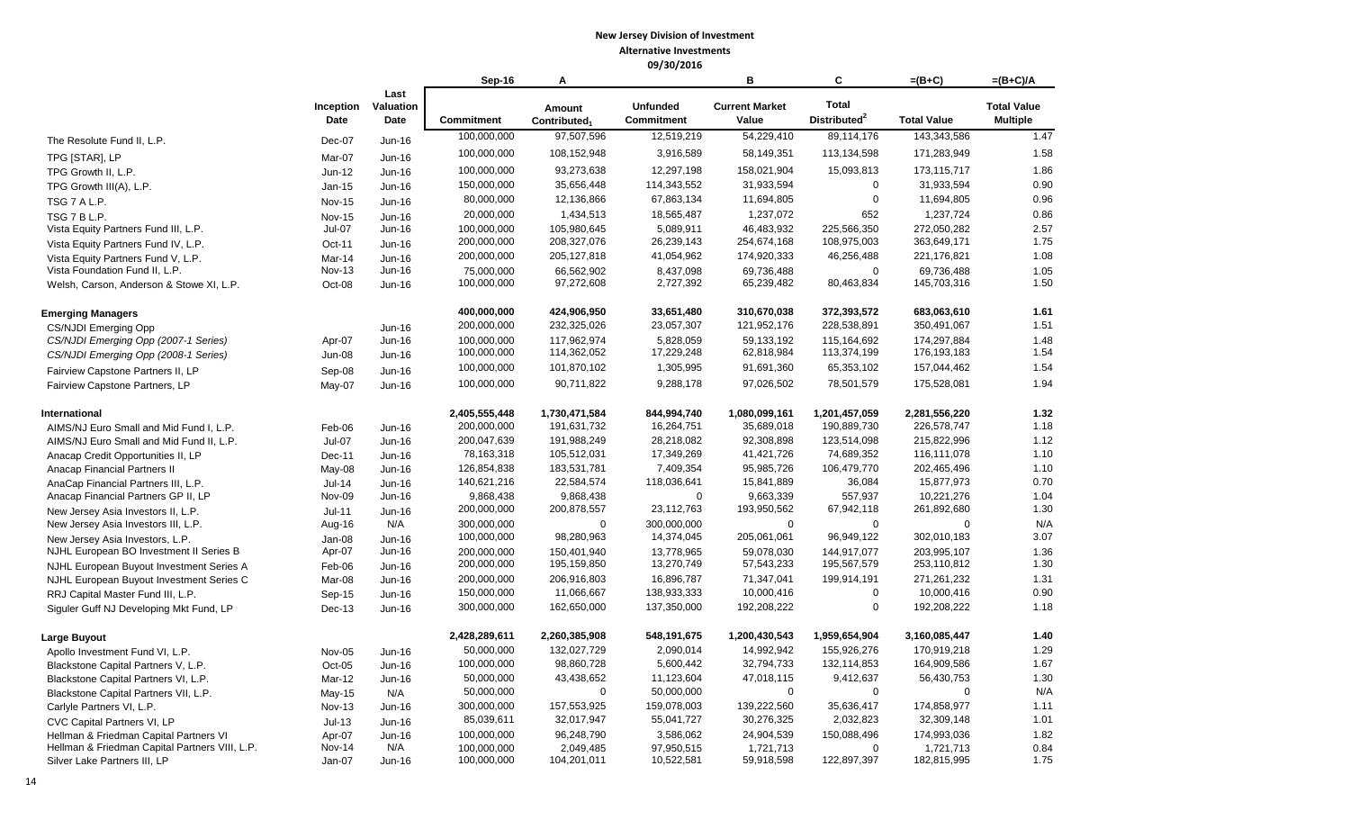**New Jersey Division of Investment**
**Alternative Investments**
**09/30/2016**

| | Inception Date | Last Valuation Date | Sep-16 Commitment | A Amount Contributed[1] | Unfunded Commitment | B Current Market Value | C Total Distributed[2] | =(B+C) Total Value | =(B+C)/A Total Value Multiple |
|---|---|---|---|---|---|---|---|---|---|
| The Resolute Fund II, L.P. | Dec-07 | Jun-16 | 100,000,000 | 97,507,596 | 12,519,219 | 54,229,410 | 89,114,176 | 143,343,586 | 1.47 |
| TPG [STAR], LP | Mar-07 | Jun-16 | 100,000,000 | 108,152,948 | 3,916,589 | 58,149,351 | 113,134,598 | 171,283,949 | 1.58 |
| TPG Growth II, L.P. | Jun-12 | Jun-16 | 100,000,000 | 93,273,638 | 12,297,198 | 158,021,904 | 15,093,813 | 173,115,717 | 1.86 |
| TPG Growth III(A), L.P. | Jan-15 | Jun-16 | 150,000,000 | 35,656,448 | 114,343,552 | 31,933,594 | 0 | 31,933,594 | 0.90 |
| TSG 7 A L.P. | Nov-15 | Jun-16 | 80,000,000 | 12,136,866 | 67,863,134 | 11,694,805 | 0 | 11,694,805 | 0.96 |
| TSG 7 B L.P. | Nov-15 | Jun-16 | 20,000,000 | 1,434,513 | 18,565,487 | 1,237,072 | 652 | 1,237,724 | 0.86 |
| Vista Equity Partners Fund III, L.P. | Jul-07 | Jun-16 | 100,000,000 | 105,980,645 | 5,089,911 | 46,483,932 | 225,566,350 | 272,050,282 | 2.57 |
| Vista Equity Partners Fund IV, L.P. | Oct-11 | Jun-16 | 200,000,000 | 208,327,076 | 26,239,143 | 254,674,168 | 108,975,003 | 363,649,171 | 1.75 |
| Vista Equity Partners Fund V, L.P. | Mar-14 | Jun-16 | 200,000,000 | 205,127,818 | 41,054,962 | 174,920,333 | 46,256,488 | 221,176,821 | 1.08 |
| Vista Foundation Fund II, L.P. | Nov-13 | Jun-16 | 75,000,000 | 66,562,902 | 8,437,098 | 69,736,488 | 0 | 69,736,488 | 1.05 |
| Welsh, Carson, Anderson & Stowe XI, L.P. | Oct-08 | Jun-16 | 100,000,000 | 97,272,608 | 2,727,392 | 65,239,482 | 80,463,834 | 145,703,316 | 1.50 |
| | | | | | | | | | |
| **Emerging Managers** | | | **400,000,000** | **424,906,950** | **33,651,480** | **310,670,038** | **372,393,572** | **683,063,610** | **1.61** |
| CS/NJDI Emerging Opp | | Jun-16 | 200,000,000 | 232,325,026 | 23,057,307 | 121,952,176 | 228,538,891 | 350,491,067 | 1.51 |
| *CS/NJDI Emerging Opp (2007-1 Series)* | Apr-07 | Jun-16 | 100,000,000 | 117,962,974 | 5,828,059 | 59,133,192 | 115,164,692 | 174,297,884 | 1.48 |
| *CS/NJDI Emerging Opp (2008-1 Series)* | Jun-08 | Jun-16 | 100,000,000 | 114,362,052 | 17,229,248 | 62,818,984 | 113,374,199 | 176,193,183 | 1.54 |
| Fairview Capstone Partners II, LP | Sep-08 | Jun-16 | 100,000,000 | 101,870,102 | 1,305,995 | 91,691,360 | 65,353,102 | 157,044,462 | 1.54 |
| Fairview Capstone Partners, LP | May-07 | Jun-16 | 100,000,000 | 90,711,822 | 9,288,178 | 97,026,502 | 78,501,579 | 175,528,081 | 1.94 |
| | | | | | | | | | |
| **International** | | | **2,405,555,448** | **1,730,471,584** | **844,994,740** | **1,080,099,161** | **1,201,457,059** | **2,281,556,220** | **1.32** |
| AIMS/NJ Euro Small and Mid Fund I, L.P. | Feb-06 | Jun-16 | 200,000,000 | 191,631,732 | 16,264,751 | 35,689,018 | 190,889,730 | 226,578,747 | 1.18 |
| AIMS/NJ Euro Small and Mid Fund II, L.P. | Jul-07 | Jun-16 | 200,047,639 | 191,988,249 | 28,218,082 | 92,308,898 | 123,514,098 | 215,822,996 | 1.12 |
| Anacap Credit Opportunities II, LP | Dec-11 | Jun-16 | 78,163,318 | 105,512,031 | 17,349,269 | 41,421,726 | 74,689,352 | 116,111,078 | 1.10 |
| Anacap Financial Partners II | May-08 | Jun-16 | 126,854,838 | 183,531,781 | 7,409,354 | 95,985,726 | 106,479,770 | 202,465,496 | 1.10 |
| AnaCap Financial Partners III, L.P. | Jul-14 | Jun-16 | 140,621,216 | 22,584,574 | 118,036,641 | 15,841,889 | 36,084 | 15,877,973 | 0.70 |
| Anacap Financial Partners GP II, LP | Nov-09 | Jun-16 | 9,868,438 | 9,868,438 | 0 | 9,663,339 | 557,937 | 10,221,276 | 1.04 |
| New Jersey Asia Investors II, L.P. | Jul-11 | Jun-16 | 200,000,000 | 200,878,557 | 23,112,763 | 193,950,562 | 67,942,118 | 261,892,680 | 1.30 |
| New Jersey Asia Investors III, L.P. | Aug-16 | N/A | 300,000,000 | 0 | 300,000,000 | 0 | 0 | 0 | N/A |
| New Jersey Asia Investors, L.P. | Jan-08 | Jun-16 | 100,000,000 | 98,280,963 | 14,374,045 | 205,061,061 | 96,949,122 | 302,010,183 | 3.07 |
| NJHL European BO Investment II Series B | Apr-07 | Jun-16 | 200,000,000 | 150,401,940 | 13,778,965 | 59,078,030 | 144,917,077 | 203,995,107 | 1.36 |
| NJHL European Buyout Investment Series A | Feb-06 | Jun-16 | 200,000,000 | 195,159,850 | 13,270,749 | 57,543,233 | 195,567,579 | 253,110,812 | 1.30 |
| NJHL European Buyout Investment Series C | Mar-08 | Jun-16 | 200,000,000 | 206,916,803 | 16,896,787 | 71,347,041 | 199,914,191 | 271,261,232 | 1.31 |
| RRJ Capital Master Fund III, L.P. | Sep-15 | Jun-16 | 150,000,000 | 11,066,667 | 138,933,333 | 10,000,416 | 0 | 10,000,416 | 0.90 |
| Siguler Guff NJ Developing Mkt Fund, LP | Dec-13 | Jun-16 | 300,000,000 | 162,650,000 | 137,350,000 | 192,208,222 | 0 | 192,208,222 | 1.18 |
| | | | | | | | | | |
| **Large Buyout** | | | **2,428,289,611** | **2,260,385,908** | **548,191,675** | **1,200,430,543** | **1,959,654,904** | **3,160,085,447** | **1.40** |
| Apollo Investment Fund VI, L.P. | Nov-05 | Jun-16 | 50,000,000 | 132,027,729 | 2,090,014 | 14,992,942 | 155,926,276 | 170,919,218 | 1.29 |
| Blackstone Capital Partners V, L.P. | Oct-05 | Jun-16 | 100,000,000 | 98,860,728 | 5,600,442 | 32,794,733 | 132,114,853 | 164,909,586 | 1.67 |
| Blackstone Capital Partners VI, L.P. | Mar-12 | Jun-16 | 50,000,000 | 43,438,652 | 11,123,604 | 47,018,115 | 9,412,637 | 56,430,753 | 1.30 |
| Blackstone Capital Partners VII, L.P. | May-15 | N/A | 50,000,000 | 0 | 50,000,000 | 0 | 0 | 0 | N/A |
| Carlyle Partners VI, L.P. | Nov-13 | Jun-16 | 300,000,000 | 157,553,925 | 159,078,003 | 139,222,560 | 35,636,417 | 174,858,977 | 1.11 |
| CVC Capital Partners VI, LP | Jul-13 | Jun-16 | 85,039,611 | 32,017,947 | 55,041,727 | 30,276,325 | 2,032,823 | 32,309,148 | 1.01 |
| Hellman & Friedman Capital Partners VI | Apr-07 | Jun-16 | 100,000,000 | 96,248,790 | 3,586,062 | 24,904,539 | 150,088,496 | 174,993,036 | 1.82 |
| Hellman & Friedman Capital Partners VIII, L.P. | Nov-14 | N/A | 100,000,000 | 2,049,485 | 97,950,515 | 1,721,713 | 0 | 1,721,713 | 0.84 |
| Silver Lake Partners III, LP | Jan-07 | Jun-16 | 100,000,000 | 104,201,011 | 10,522,581 | 59,918,598 | 122,897,397 | 182,815,995 | 1.75 |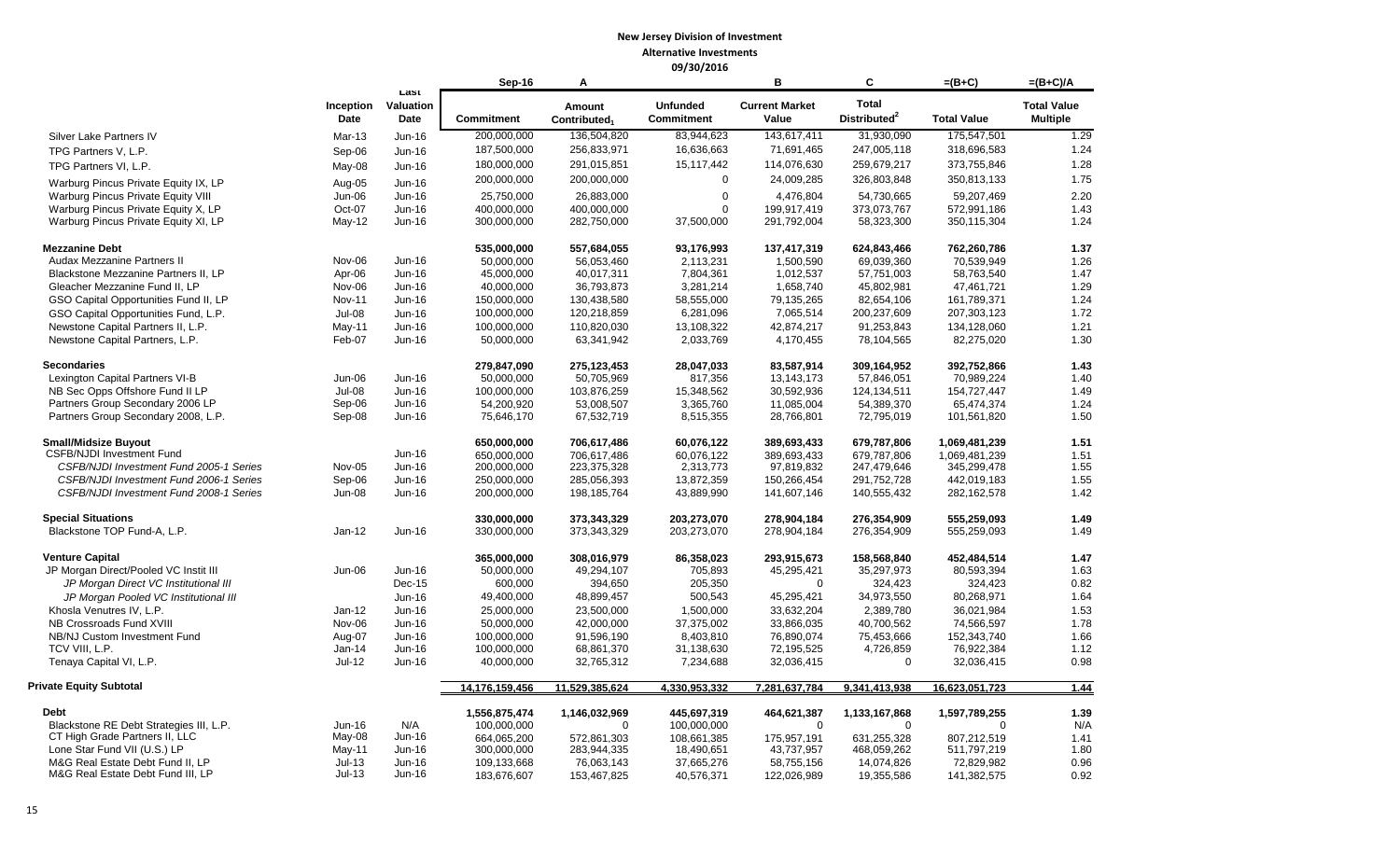**New Jersey Division of Investment**
**Alternative Investments**
**09/30/2016**

| | Inception Date | Last Valuation Date | Sep-16<br>Commitment | A<br>Amount Contributed[1] | Unfunded Commitment | B<br>Current Market Value | C<br>Total Distributed[2] | =(B+C)<br>Total Value | =(B+C)/A<br>Total Value Multiple |
|---|---|---|---|---|---|---|---|---|---|
| Silver Lake Partners IV | Mar-13 | Jun-16 | 200,000,000 | 136,504,820 | 83,944,623 | 143,617,411 | 31,930,090 | 175,547,501 | 1.29 |
| TPG Partners V, L.P. | Sep-06 | Jun-16 | 187,500,000 | 256,833,971 | 16,636,663 | 71,691,465 | 247,005,118 | 318,696,583 | 1.24 |
| TPG Partners VI, L.P. | May-08 | Jun-16 | 180,000,000 | 291,015,851 | 15,117,442 | 114,076,630 | 259,679,217 | 373,755,846 | 1.28 |
| Warburg Pincus Private Equity IX, LP | Aug-05 | Jun-16 | 200,000,000 | 200,000,000 | 0 | 24,009,285 | 326,803,848 | 350,813,133 | 1.75 |
| Warburg Pincus Private Equity VIII | Jun-06 | Jun-16 | 25,750,000 | 26,883,000 | 0 | 4,476,804 | 54,730,665 | 59,207,469 | 2.20 |
| Warburg Pincus Private Equity X, LP | Oct-07 | Jun-16 | 400,000,000 | 400,000,000 | 0 | 199,917,419 | 373,073,767 | 572,991,186 | 1.43 |
| Warburg Pincus Private Equity XI, LP | May-12 | Jun-16 | 300,000,000 | 282,750,000 | 37,500,000 | 291,792,004 | 58,323,300 | 350,115,304 | 1.24 |
| **Mezzanine Debt** | | | **535,000,000** | **557,684,055** | **93,176,993** | **137,417,319** | **624,843,466** | **762,260,786** | **1.37** |
| Audax Mezzanine Partners II | Nov-06 | Jun-16 | 50,000,000 | 56,053,460 | 2,113,231 | 1,500,590 | 69,039,360 | 70,539,949 | 1.26 |
| Blackstone Mezzanine Partners II, LP | Apr-06 | Jun-16 | 45,000,000 | 40,017,311 | 7,804,361 | 1,012,537 | 57,751,003 | 58,763,540 | 1.47 |
| Gleacher Mezzanine Fund II, LP | Nov-06 | Jun-16 | 40,000,000 | 36,793,873 | 3,281,214 | 1,658,740 | 45,802,981 | 47,461,721 | 1.29 |
| GSO Capital Opportunities Fund II, LP | Nov-11 | Jun-16 | 150,000,000 | 130,438,580 | 58,555,000 | 79,135,265 | 82,654,106 | 161,789,371 | 1.24 |
| GSO Capital Opportunities Fund, L.P. | Jul-08 | Jun-16 | 100,000,000 | 120,218,859 | 6,281,096 | 7,065,514 | 200,237,609 | 207,303,123 | 1.72 |
| Newstone Capital Partners II, L.P. | May-11 | Jun-16 | 100,000,000 | 110,820,030 | 13,108,322 | 42,874,217 | 91,253,843 | 134,128,060 | 1.21 |
| Newstone Capital Partners, L.P. | Feb-07 | Jun-16 | 50,000,000 | 63,341,942 | 2,033,769 | 4,170,455 | 78,104,565 | 82,275,020 | 1.30 |
| **Secondaries** | | | **279,847,090** | **275,123,453** | **28,047,033** | **83,587,914** | **309,164,952** | **392,752,866** | **1.43** |
| Lexington Capital Partners VI-B | Jun-06 | Jun-16 | 50,000,000 | 50,705,969 | 817,356 | 13,143,173 | 57,846,051 | 70,989,224 | 1.40 |
| NB Sec Opps Offshore Fund II LP | Jul-08 | Jun-16 | 100,000,000 | 103,876,259 | 15,348,562 | 30,592,936 | 124,134,511 | 154,727,447 | 1.49 |
| Partners Group Secondary 2006 LP | Sep-06 | Jun-16 | 54,200,920 | 53,008,507 | 3,365,760 | 11,085,004 | 54,389,370 | 65,474,374 | 1.24 |
| Partners Group Secondary 2008, L.P. | Sep-08 | Jun-16 | 75,646,170 | 67,532,719 | 8,515,355 | 28,766,801 | 72,795,019 | 101,561,820 | 1.50 |
| **Small/Midsize Buyout** | | | **650,000,000** | **706,617,486** | **60,076,122** | **389,693,433** | **679,787,806** | **1,069,481,239** | **1.51** |
| CSFB/NJDI Investment Fund | | Jun-16 | 650,000,000 | 706,617,486 | 60,076,122 | 389,693,433 | 679,787,806 | 1,069,481,239 | 1.51 |
| *CSFB/NJDI Investment Fund 2005-1 Series* | Nov-05 | Jun-16 | 200,000,000 | 223,375,328 | 2,313,773 | 97,819,832 | 247,479,646 | 345,299,478 | 1.55 |
| *CSFB/NJDI Investment Fund 2006-1 Series* | Sep-06 | Jun-16 | 250,000,000 | 285,056,393 | 13,872,359 | 150,266,454 | 291,752,728 | 442,019,183 | 1.55 |
| *CSFB/NJDI Investment Fund 2008-1 Series* | Jun-08 | Jun-16 | 200,000,000 | 198,185,764 | 43,889,990 | 141,607,146 | 140,555,432 | 282,162,578 | 1.42 |
| **Special Situations** | | | **330,000,000** | **373,343,329** | **203,273,070** | **278,904,184** | **276,354,909** | **555,259,093** | **1.49** |
| Blackstone TOP Fund-A, L.P. | Jan-12 | Jun-16 | 330,000,000 | 373,343,329 | 203,273,070 | 278,904,184 | 276,354,909 | 555,259,093 | 1.49 |
| **Venture Capital** | | | **365,000,000** | **308,016,979** | **86,358,023** | **293,915,673** | **158,568,840** | **452,484,514** | **1.47** |
| JP Morgan Direct/Pooled VC Instit III | Jun-06 | Jun-16 | 50,000,000 | 49,294,107 | 705,893 | 45,295,421 | 35,297,973 | 80,593,394 | 1.63 |
| *JP Morgan Direct VC Institutional III* | | Dec-15 | 600,000 | 394,650 | 205,350 | 0 | 324,423 | 324,423 | 0.82 |
| *JP Morgan Pooled VC Institutional III* | | Jun-16 | 49,400,000 | 48,899,457 | 500,543 | 45,295,421 | 34,973,550 | 80,268,971 | 1.64 |
| Khosla Venutres IV, L.P. | Jan-12 | Jun-16 | 25,000,000 | 23,500,000 | 1,500,000 | 33,632,204 | 2,389,780 | 36,021,984 | 1.53 |
| NB Crossroads Fund XVIII | Nov-06 | Jun-16 | 50,000,000 | 42,000,000 | 37,375,002 | 33,866,035 | 40,700,562 | 74,566,597 | 1.78 |
| NB/NJ Custom Investment Fund | Aug-07 | Jun-16 | 100,000,000 | 91,596,190 | 8,403,810 | 76,890,074 | 75,453,666 | 152,343,740 | 1.66 |
| TCV VIII, L.P. | Jan-14 | Jun-16 | 100,000,000 | 68,861,370 | 31,138,630 | 72,195,525 | 4,726,859 | 76,922,384 | 1.12 |
| Tenaya Capital VI, L.P. | Jul-12 | Jun-16 | 40,000,000 | 32,765,312 | 7,234,688 | 32,036,415 | 0 | 32,036,415 | 0.98 |
| **Private Equity Subtotal** | | | **14,176,159,456** | **11,529,385,624** | **4,330,953,332** | **7,281,637,784** | **9,341,413,938** | **16,623,051,723** | **1.44** |
| **Debt** | | | **1,556,875,474** | **1,146,032,969** | **445,697,319** | **464,621,387** | **1,133,167,868** | **1,597,789,255** | **1.39** |
| Blackstone RE Debt Strategies III, L.P. | Jun-16 | N/A | 100,000,000 | 0 | 100,000,000 | 0 | 0 | 0 | N/A |
| CT High Grade Partners II, LLC | May-08 | Jun-16 | 664,065,200 | 572,861,303 | 108,661,385 | 175,957,191 | 631,255,328 | 807,212,519 | 1.41 |
| Lone Star Fund VII (U.S.) LP | May-11 | Jun-16 | 300,000,000 | 283,944,335 | 18,490,651 | 43,737,957 | 468,059,262 | 511,797,219 | 1.80 |
| M&G Real Estate Debt Fund II, LP | Jul-13 | Jun-16 | 109,133,668 | 76,063,143 | 37,665,276 | 58,755,156 | 14,074,826 | 72,829,982 | 0.96 |
| M&G Real Estate Debt Fund III, LP | Jul-13 | Jun-16 | 183,676,607 | 153,467,825 | 40,576,371 | 122,026,989 | 19,355,586 | 141,382,575 | 0.92 |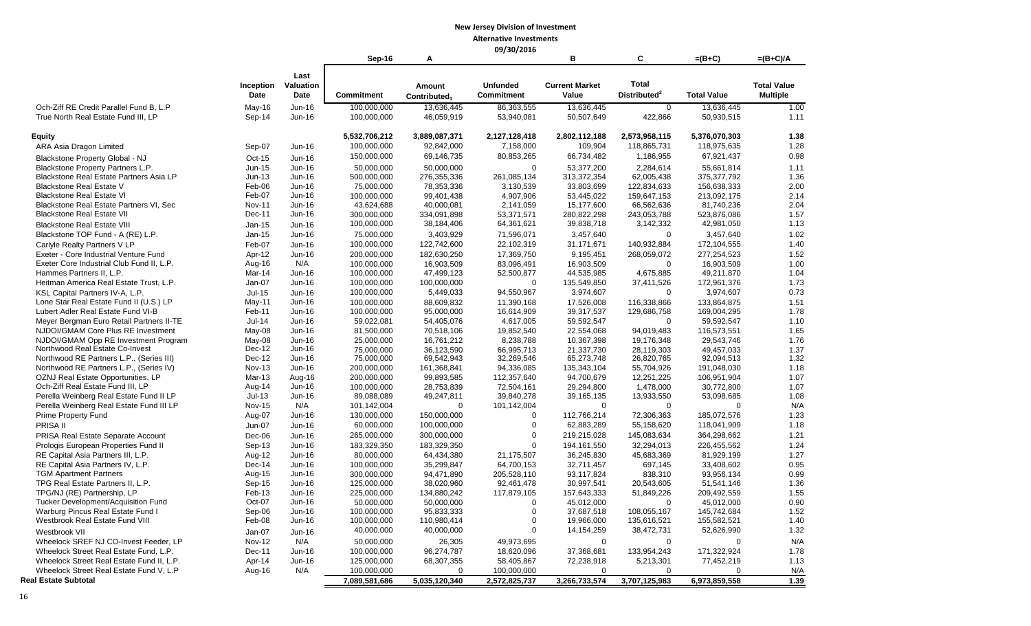**New Jersey Division of Investment**

**Alternative Investments**

**09/30/2016**

| | Inception Date | Last Valuation Date | Sep-16 Commitment | A Amount Contributed[1] | Unfunded Commitment | B Current Market Value | C Total Distributed[2] | =(B+C) Total Value | =(B+C)/A Total Value Multiple |
|---|---|---|---|---|---|---|---|---|---|
| Och-Ziff RE Credit Parallel Fund B, L.P | May-16 | Jun-16 | 100,000,000 | 13,636,445 | 86,363,555 | 13,636,445 | 0 | 13,636,445 | 1.00 |
| True North Real Estate Fund III, LP | Sep-14 | Jun-16 | 100,000,000 | 46,059,919 | 53,940,081 | 50,507,649 | 422,866 | 50,930,515 | 1.11 |
| **Equity** | | | **5,532,706,212** | **3,889,087,371** | **2,127,128,418** | **2,802,112,188** | **2,573,958,115** | **5,376,070,303** | **1.38** |
| ARA Asia Dragon Limited | Sep-07 | Jun-16 | 100,000,000 | 92,842,000 | 7,158,000 | 109,904 | 118,865,731 | 118,975,635 | 1.28 |
| Blackstone Property Global - NJ | Oct-15 | Jun-16 | 150,000,000 | 69,146,735 | 80,853,265 | 66,734,482 | 1,186,955 | 67,921,437 | 0.98 |
| Blackstone Property Partners L.P. | Jun-15 | Jun-16 | 50,000,000 | 50,000,000 | 0 | 53,377,200 | 2,284,614 | 55,661,814 | 1.11 |
| Blackstone Real Estate Partners Asia LP | Jun-13 | Jun-16 | 500,000,000 | 276,355,336 | 261,085,134 | 313,372,354 | 62,005,438 | 375,377,792 | 1.36 |
| Blackstone Real Estate V | Feb-06 | Jun-16 | 75,000,000 | 78,353,336 | 3,130,539 | 33,803,699 | 122,834,633 | 156,638,333 | 2.00 |
| Blackstone Real Estate VI | Feb-07 | Jun-16 | 100,000,000 | 99,401,438 | 4,907,906 | 53,445,022 | 159,647,153 | 213,092,175 | 2.14 |
| Blackstone Real Estate Partners VI, Sec | Nov-11 | Jun-16 | 43,624,688 | 40,000,081 | 2,141,059 | 15,177,600 | 66,562,636 | 81,740,236 | 2.04 |
| Blackstone Real Estate VII | Dec-11 | Jun-16 | 300,000,000 | 334,091,898 | 53,371,571 | 280,822,298 | 243,053,788 | 523,876,086 | 1.57 |
| Blackstone Real Estate VIII | Jan-15 | Jun-16 | 100,000,000 | 38,184,406 | 64,361,621 | 39,838,718 | 3,142,332 | 42,981,050 | 1.13 |
| Blackstone TOP Fund - A (RE) L.P. | Jan-15 | Jun-16 | 75,000,000 | 3,403,929 | 71,596,071 | 3,457,640 | 0 | 3,457,640 | 1.02 |
| Carlyle Realty Partners V LP | Feb-07 | Jun-16 | 100,000,000 | 122,742,600 | 22,102,319 | 31,171,671 | 140,932,884 | 172,104,555 | 1.40 |
| Exeter - Core Industrial Venture Fund | Apr-12 | Jun-16 | 200,000,000 | 182,630,250 | 17,369,750 | 9,195,451 | 268,059,072 | 277,254,523 | 1.52 |
| Exeter Core Industrial Club Fund II, L.P. | Aug-16 | N/A | 100,000,000 | 16,903,509 | 83,096,491 | 16,903,509 | 0 | 16,903,509 | 1.00 |
| Hammes Partners II, L.P. | Mar-14 | Jun-16 | 100,000,000 | 47,499,123 | 52,500,877 | 44,535,985 | 4,675,885 | 49,211,870 | 1.04 |
| Heitman America Real Estate Trust, L.P. | Jan-07 | Jun-16 | 100,000,000 | 100,000,000 | 0 | 135,549,850 | 37,411,526 | 172,961,376 | 1.73 |
| KSL Capital Partners IV-A, L.P. | Jul-15 | Jun-16 | 100,000,000 | 5,449,033 | 94,550,967 | 3,974,607 | 0 | 3,974,607 | 0.73 |
| Lone Star Real Estate Fund II (U.S.) LP | May-11 | Jun-16 | 100,000,000 | 88,609,832 | 11,390,168 | 17,526,008 | 116,338,866 | 133,864,875 | 1.51 |
| Lubert Adler Real Estate Fund VI-B | Feb-11 | Jun-16 | 100,000,000 | 95,000,000 | 16,614,909 | 39,317,537 | 129,686,758 | 169,004,295 | 1.78 |
| Meyer Bergman Euro Retail Partners II-TE | Jul-14 | Jun-16 | 59,022,081 | 54,405,076 | 4,617,005 | 59,592,547 | 0 | 59,592,547 | 1.10 |
| NJDOI/GMAM Core Plus RE Investment | May-08 | Jun-16 | 81,500,000 | 70,518,106 | 19,852,540 | 22,554,068 | 94,019,483 | 116,573,551 | 1.65 |
| NJDOI/GMAM Opp RE Investment Program | May-08 | Jun-16 | 25,000,000 | 16,761,212 | 8,238,788 | 10,367,398 | 19,176,348 | 29,543,746 | 1.76 |
| Northwood Real Estate Co-Invest | Dec-12 | Jun-16 | 75,000,000 | 36,123,590 | 66,995,713 | 21,337,730 | 28,119,303 | 49,457,033 | 1.37 |
| Northwood RE Partners L.P., (Series III) | Dec-12 | Jun-16 | 75,000,000 | 69,542,943 | 32,269,546 | 65,273,748 | 26,820,765 | 92,094,513 | 1.32 |
| Northwood RE Partners L.P., (Series IV) | Nov-13 | Jun-16 | 200,000,000 | 161,368,841 | 94,336,085 | 135,343,104 | 55,704,926 | 191,048,030 | 1.18 |
| OZNJ Real Estate Opportunities, LP | Mar-13 | Aug-16 | 200,000,000 | 99,893,585 | 112,357,640 | 94,700,679 | 12,251,225 | 106,951,904 | 1.07 |
| Och-Ziff Real Estate Fund III, LP | Aug-14 | Jun-16 | 100,000,000 | 28,753,839 | 72,504,161 | 29,294,800 | 1,478,000 | 30,772,800 | 1.07 |
| Perella Weinberg Real Estate Fund II LP | Jul-13 | Jun-16 | 89,088,089 | 49,247,811 | 39,840,278 | 39,165,135 | 13,933,550 | 53,098,685 | 1.08 |
| Perella Weinberg Real Estate Fund III LP | Nov-15 | N/A | 101,142,004 | 0 | 101,142,004 | 0 | 0 | 0 | N/A |
| Prime Property Fund | Aug-07 | Jun-16 | 130,000,000 | 150,000,000 | 0 | 112,766,214 | 72,306,363 | 185,072,576 | 1.23 |
| PRISA II | Jun-07 | Jun-16 | 60,000,000 | 100,000,000 | 0 | 62,883,289 | 55,158,620 | 118,041,909 | 1.18 |
| PRISA Real Estate Separate Account | Dec-06 | Jun-16 | 265,000,000 | 300,000,000 | 0 | 219,215,028 | 145,083,634 | 364,298,662 | 1.21 |
| Prologis European Properties Fund II | Sep-13 | Jun-16 | 183,329,350 | 183,329,350 | 0 | 194,161,550 | 32,294,013 | 226,455,562 | 1.24 |
| RE Capital Asia Partners III, L.P. | Aug-12 | Jun-16 | 80,000,000 | 64,434,380 | 21,175,507 | 36,245,830 | 45,683,369 | 81,929,199 | 1.27 |
| RE Capital Asia Partners IV, L.P. | Dec-14 | Jun-16 | 100,000,000 | 35,299,847 | 64,700,153 | 32,711,457 | 697,145 | 33,408,602 | 0.95 |
| TGM Apartment Partners | Aug-15 | Jun-16 | 300,000,000 | 94,471,890 | 205,528,110 | 93,117,824 | 838,310 | 93,956,134 | 0.99 |
| TPG Real Estate Partners II, L.P. | Sep-15 | Jun-16 | 125,000,000 | 38,020,960 | 92,461,478 | 30,997,541 | 20,543,605 | 51,541,146 | 1.36 |
| TPG/NJ (RE) Partnership, LP | Feb-13 | Jun-16 | 225,000,000 | 134,880,242 | 117,879,105 | 157,643,333 | 51,849,226 | 209,492,559 | 1.55 |
| Tucker Development/Acquisition Fund | Oct-07 | Jun-16 | 50,000,000 | 50,000,000 | 0 | 45,012,000 | 0 | 45,012,000 | 0.90 |
| Warburg Pincus Real Estate Fund I | Sep-06 | Jun-16 | 100,000,000 | 95,833,333 | 0 | 37,687,518 | 108,055,167 | 145,742,684 | 1.52 |
| Westbrook Real Estate Fund VIII | Feb-08 | Jun-16 | 100,000,000 | 110,980,414 | 0 | 19,966,000 | 135,616,521 | 155,582,521 | 1.40 |
| Westbrook VII | Jan-07 | Jun-16 | 40,000,000 | 40,000,000 | 0 | 14,154,259 | 38,472,731 | 52,626,990 | 1.32 |
| Wheelock SREF NJ CO-Invest Feeder, LP | Nov-12 | N/A | 50,000,000 | 26,305 | 49,973,695 | 0 | 0 | 0 | N/A |
| Wheelock Street Real Estate Fund, L.P. | Dec-11 | Jun-16 | 100,000,000 | 96,274,787 | 18,620,096 | 37,368,681 | 133,954,243 | 171,322,924 | 1.78 |
| Wheelock Street Real Estate Fund II, L.P. | Apr-14 | Jun-16 | 125,000,000 | 68,307,355 | 58,405,867 | 72,238,918 | 5,213,301 | 77,452,219 | 1.13 |
| Wheelock Street Real Estate Fund V, L.P | Aug-16 | N/A | 100,000,000 | 0 | 100,000,000 | 0 | 0 | 0 | N/A |
| **Real Estate Subtotal** | | | **7,089,581,686** | **5,035,120,340** | **2,572,825,737** | **3,266,733,574** | **3,707,125,983** | **6,973,859,558** | **1.39** |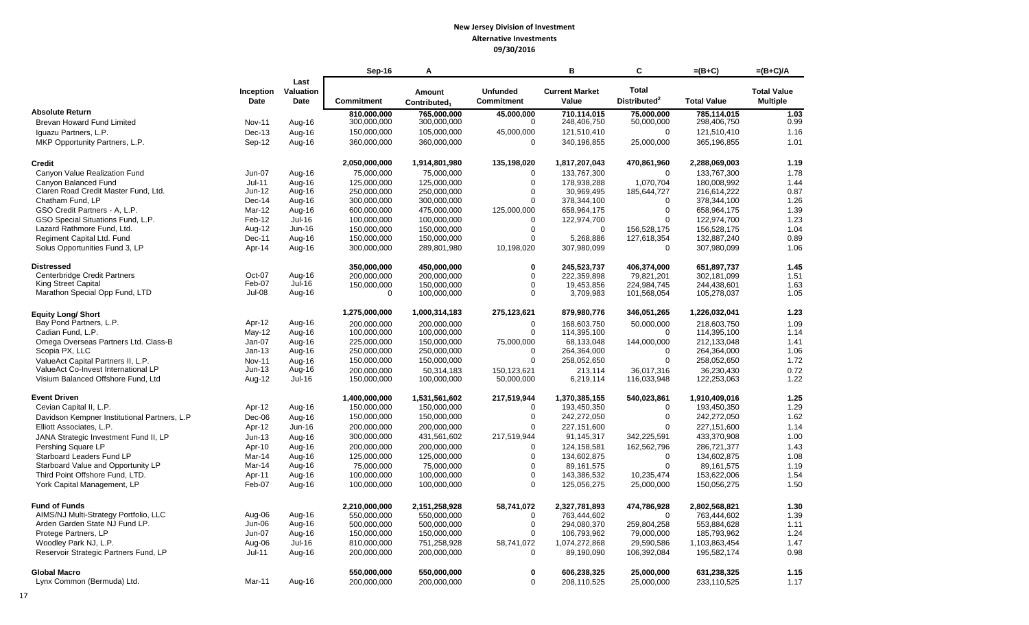**New Jersey Division of Investment**
**Alternative Investments**
**09/30/2016**

| | Inception Date | Last Valuation Date | Sep-16<br>Commitment | A<br>Amount Contributed[1] | Unfunded Commitment | B<br>Current Market Value | C<br>Total Distributed[2] | =(B+C)<br>Total Value | =(B+C)/A<br>Total Value Multiple |
|---|---|---|---|---|---|---|---|---|---|
| **Absolute Return** | | | **810,000,000** | **765,000,000** | **45,000,000** | **710,114,015** | **75,000,000** | **785,114,015** | **1.03** |
| Brevan Howard Fund Limited | Nov-11 | Aug-16 | 300,000,000 | 300,000,000 | 0 | 248,406,750 | 50,000,000 | 298,406,750 | 0.99 |
| Iguazu Partners, L.P. | Dec-13 | Aug-16 | 150,000,000 | 105,000,000 | 45,000,000 | 121,510,410 | 0 | 121,510,410 | 1.16 |
| MKP Opportunity Partners, L.P. | Sep-12 | Aug-16 | 360,000,000 | 360,000,000 | 0 | 340,196,855 | 25,000,000 | 365,196,855 | 1.01 |
| **Credit** | | | **2,050,000,000** | **1,914,801,980** | **135,198,020** | **1,817,207,043** | **470,861,960** | **2,288,069,003** | **1.19** |
| Canyon Value Realization Fund | Jun-07 | Aug-16 | 75,000,000 | 75,000,000 | 0 | 133,767,300 | 0 | 133,767,300 | 1.78 |
| Canyon Balanced Fund | Jul-11 | Aug-16 | 125,000,000 | 125,000,000 | 0 | 178,938,288 | 1,070,704 | 180,008,992 | 1.44 |
| Claren Road Credit Master Fund, Ltd. | Jun-12 | Aug-16 | 250,000,000 | 250,000,000 | 0 | 30,969,495 | 185,644,727 | 216,614,222 | 0.87 |
| Chatham Fund, LP | Dec-14 | Aug-16 | 300,000,000 | 300,000,000 | 0 | 378,344,100 | 0 | 378,344,100 | 1.26 |
| GSO Credit Partners - A, L.P. | Mar-12 | Aug-16 | 600,000,000 | 475,000,000 | 125,000,000 | 658,964,175 | 0 | 658,964,175 | 1.39 |
| GSO Special Situations Fund, L.P. | Feb-12 | Jul-16 | 100,000,000 | 100,000,000 | 0 | 122,974,700 | 0 | 122,974,700 | 1.23 |
| Lazard Rathmore Fund, Ltd. | Aug-12 | Jun-16 | 150,000,000 | 150,000,000 | 0 | 0 | 156,528,175 | 156,528,175 | 1.04 |
| Regiment Capital Ltd. Fund | Dec-11 | Aug-16 | 150,000,000 | 150,000,000 | 0 | 5,268,886 | 127,618,354 | 132,887,240 | 0.89 |
| Solus Opportunities Fund 3, LP | Apr-14 | Aug-16 | 300,000,000 | 289,801,980 | 10,198,020 | 307,980,099 | 0 | 307,980,099 | 1.06 |
| **Distressed** | | | **350,000,000** | **450,000,000** | **0** | **245,523,737** | **406,374,000** | **651,897,737** | **1.45** |
| Centerbridge Credit Partners | Oct-07 | Aug-16 | 200,000,000 | 200,000,000 | 0 | 222,359,898 | 79,821,201 | 302,181,099 | 1.51 |
| King Street Capital | Feb-07 | Jul-16 | 150,000,000 | 150,000,000 | 0 | 19,453,856 | 224,984,745 | 244,438,601 | 1.63 |
| Marathon Special Opp Fund, LTD | Jul-08 | Aug-16 | 0 | 100,000,000 | 0 | 3,709,983 | 101,568,054 | 105,278,037 | 1.05 |
| **Equity Long/ Short** | | | **1,275,000,000** | **1,000,314,183** | **275,123,621** | **879,980,776** | **346,051,265** | **1,226,032,041** | **1.23** |
| Bay Pond Partners, L.P. | Apr-12 | Aug-16 | 200,000,000 | 200,000,000 | 0 | 168,603,750 | 50,000,000 | 218,603,750 | 1.09 |
| Cadian Fund, L.P. | May-12 | Aug-16 | 100,000,000 | 100,000,000 | 0 | 114,395,100 | 0 | 114,395,100 | 1.14 |
| Omega Overseas Partners Ltd. Class-B | Jan-07 | Aug-16 | 225,000,000 | 150,000,000 | 75,000,000 | 68,133,048 | 144,000,000 | 212,133,048 | 1.41 |
| Scopia PX, LLC | Jan-13 | Aug-16 | 250,000,000 | 250,000,000 | 0 | 264,364,000 | 0 | 264,364,000 | 1.06 |
| ValueAct Capital Partners II, L.P. | Nov-11 | Aug-16 | 150,000,000 | 150,000,000 | 0 | 258,052,650 | 0 | 258,052,650 | 1.72 |
| ValueAct Co-Invest International LP | Jun-13 | Aug-16 | 200,000,000 | 50,314,183 | 150,123,621 | 213,114 | 36,017,316 | 36,230,430 | 0.72 |
| Visium Balanced Offshore Fund, Ltd | Aug-12 | Jul-16 | 150,000,000 | 100,000,000 | 50,000,000 | 6,219,114 | 116,033,948 | 122,253,063 | 1.22 |
| **Event Driven** | | | **1,400,000,000** | **1,531,561,602** | **217,519,944** | **1,370,385,155** | **540,023,861** | **1,910,409,016** | **1.25** |
| Cevian Capital II, L.P. | Apr-12 | Aug-16 | 150,000,000 | 150,000,000 | 0 | 193,450,350 | 0 | 193,450,350 | 1.29 |
| Davidson Kempner Institutional Partners, L.P | Dec-06 | Aug-16 | 150,000,000 | 150,000,000 | 0 | 242,272,050 | 0 | 242,272,050 | 1.62 |
| Elliott Associates, L.P. | Apr-12 | Jun-16 | 200,000,000 | 200,000,000 | 0 | 227,151,600 | 0 | 227,151,600 | 1.14 |
| JANA Strategic Investment Fund II, LP | Jun-13 | Aug-16 | 300,000,000 | 431,561,602 | 217,519,944 | 91,145,317 | 342,225,591 | 433,370,908 | 1.00 |
| Pershing Square LP | Apr-10 | Aug-16 | 200,000,000 | 200,000,000 | 0 | 124,158,581 | 162,562,796 | 286,721,377 | 1.43 |
| Starboard Leaders Fund LP | Mar-14 | Aug-16 | 125,000,000 | 125,000,000 | 0 | 134,602,875 | 0 | 134,602,875 | 1.08 |
| Starboard Value and Opportunity LP | Mar-14 | Aug-16 | 75,000,000 | 75,000,000 | 0 | 89,161,575 | 0 | 89,161,575 | 1.19 |
| Third Point Offshore Fund, LTD. | Apr-11 | Aug-16 | 100,000,000 | 100,000,000 | 0 | 143,386,532 | 10,235,474 | 153,622,006 | 1.54 |
| York Capital Management, LP | Feb-07 | Aug-16 | 100,000,000 | 100,000,000 | 0 | 125,056,275 | 25,000,000 | 150,056,275 | 1.50 |
| **Fund of Funds** | | | **2,210,000,000** | **2,151,258,928** | **58,741,072** | **2,327,781,893** | **474,786,928** | **2,802,568,821** | **1.30** |
| AIMS/NJ Multi-Strategy Portfolio, LLC | Aug-06 | Aug-16 | 550,000,000 | 550,000,000 | 0 | 763,444,602 | 0 | 763,444,602 | 1.39 |
| Arden Garden State NJ Fund LP. | Jun-06 | Aug-16 | 500,000,000 | 500,000,000 | 0 | 294,080,370 | 259,804,258 | 553,884,628 | 1.11 |
| Protege Partners, LP | Jun-07 | Aug-16 | 150,000,000 | 150,000,000 | 0 | 106,793,962 | 79,000,000 | 185,793,962 | 1.24 |
| Woodley Park NJ, L.P. | Aug-06 | Jul-16 | 810,000,000 | 751,258,928 | 58,741,072 | 1,074,272,868 | 29,590,586 | 1,103,863,454 | 1.47 |
| Reservoir Strategic Partners Fund, LP | Jul-11 | Aug-16 | 200,000,000 | 200,000,000 | 0 | 89,190,090 | 106,392,084 | 195,582,174 | 0.98 |
| **Global Macro** | | | **550,000,000** | **550,000,000** | **0** | **606,238,325** | **25,000,000** | **631,238,325** | **1.15** |
| Lynx Common (Bermuda) Ltd. | Mar-11 | Aug-16 | 200,000,000 | 200,000,000 | 0 | 208,110,525 | 25,000,000 | 233,110,525 | 1.17 |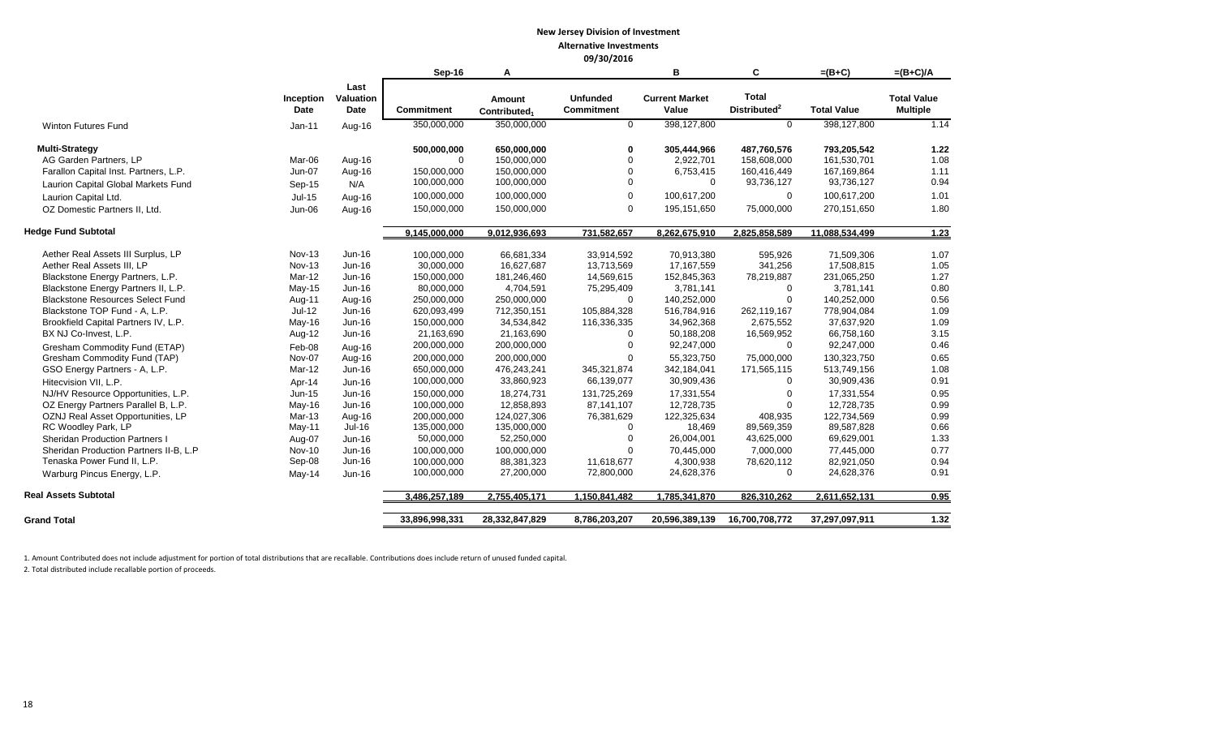**New Jersey Division of Investment**

**Alternative Investments**

**09/30/2016**

| | Inception Date | Last Valuation Date | Sep-16 Commitment | A Amount Contributed[1] | Unfunded Commitment | B Current Market Value | C Total Distributed[2] | =(B+C) Total Value | =(B+C)/A Total Value Multiple |
|---|---|---|---|---|---|---|---|---|---|
| Winton Futures Fund | Jan-11 | Aug-16 | 350,000,000 | 350,000,000 | 0 | 398,127,800 | 0 | 398,127,800 | 1.14 |
| **Multi-Strategy** | | | **500,000,000** | **650,000,000** | **0** | **305,444,966** | **487,760,576** | **793,205,542** | **1.22** |
| AG Garden Partners, LP | Mar-06 | Aug-16 | 0 | 150,000,000 | 0 | 2,922,701 | 158,608,000 | 161,530,701 | 1.08 |
| Farallon Capital Inst. Partners, L.P. | Jun-07 | Aug-16 | 150,000,000 | 150,000,000 | 0 | 6,753,415 | 160,416,449 | 167,169,864 | 1.11 |
| Laurion Capital Global Markets Fund | Sep-15 | N/A | 100,000,000 | 100,000,000 | 0 | 0 | 93,736,127 | 93,736,127 | 0.94 |
| Laurion Capital Ltd. | Jul-15 | Aug-16 | 100,000,000 | 100,000,000 | 0 | 100,617,200 | 0 | 100,617,200 | 1.01 |
| OZ Domestic Partners II, Ltd. | Jun-06 | Aug-16 | 150,000,000 | 150,000,000 | 0 | 195,151,650 | 75,000,000 | 270,151,650 | 1.80 |
| **Hedge Fund Subtotal** | | | **9,145,000,000** | **9,012,936,693** | **731,582,657** | **8,262,675,910** | **2,825,858,589** | **11,088,534,499** | **1.23** |
| Aether Real Assets III Surplus, LP | Nov-13 | Jun-16 | 100,000,000 | 66,681,334 | 33,914,592 | 70,913,380 | 595,926 | 71,509,306 | 1.07 |
| Aether Real Assets III, LP | Nov-13 | Jun-16 | 30,000,000 | 16,627,687 | 13,713,569 | 17,167,559 | 341,256 | 17,508,815 | 1.05 |
| Blackstone Energy Partners, L.P. | Mar-12 | Jun-16 | 150,000,000 | 181,246,460 | 14,569,615 | 152,845,363 | 78,219,887 | 231,065,250 | 1.27 |
| Blackstone Energy Partners II, L.P. | May-15 | Jun-16 | 80,000,000 | 4,704,591 | 75,295,409 | 3,781,141 | 0 | 3,781,141 | 0.80 |
| Blackstone Resources Select Fund | Aug-11 | Aug-16 | 250,000,000 | 250,000,000 | 0 | 140,252,000 | 0 | 140,252,000 | 0.56 |
| Blackstone TOP Fund - A, L.P. | Jul-12 | Jun-16 | 620,093,499 | 712,350,151 | 105,884,328 | 516,784,916 | 262,119,167 | 778,904,084 | 1.09 |
| Brookfield Capital Partners IV, L.P. | May-16 | Jun-16 | 150,000,000 | 34,534,842 | 116,336,335 | 34,962,368 | 2,675,552 | 37,637,920 | 1.09 |
| BX NJ Co-Invest, L.P. | Aug-12 | Jun-16 | 21,163,690 | 21,163,690 | 0 | 50,188,208 | 16,569,952 | 66,758,160 | 3.15 |
| Gresham Commodity Fund (ETAP) | Feb-08 | Aug-16 | 200,000,000 | 200,000,000 | 0 | 92,247,000 | 0 | 92,247,000 | 0.46 |
| Gresham Commodity Fund (TAP) | Nov-07 | Aug-16 | 200,000,000 | 200,000,000 | 0 | 55,323,750 | 75,000,000 | 130,323,750 | 0.65 |
| GSO Energy Partners - A, L.P. | Mar-12 | Jun-16 | 650,000,000 | 476,243,241 | 345,321,874 | 342,184,041 | 171,565,115 | 513,749,156 | 1.08 |
| Hitecvision VII, L.P. | Apr-14 | Jun-16 | 100,000,000 | 33,860,923 | 66,139,077 | 30,909,436 | 0 | 30,909,436 | 0.91 |
| NJ/HV Resource Opportunities, L.P. | Jun-15 | Jun-16 | 150,000,000 | 18,274,731 | 131,725,269 | 17,331,554 | 0 | 17,331,554 | 0.95 |
| OZ Energy Partners Parallel B, L.P. | May-16 | Jun-16 | 100,000,000 | 12,858,893 | 87,141,107 | 12,728,735 | 0 | 12,728,735 | 0.99 |
| OZNJ Real Asset Opportunities, LP | Mar-13 | Aug-16 | 200,000,000 | 124,027,306 | 76,381,629 | 122,325,634 | 408,935 | 122,734,569 | 0.99 |
| RC Woodley Park, LP | May-11 | Jul-16 | 135,000,000 | 135,000,000 | 0 | 18,469 | 89,569,359 | 89,587,828 | 0.66 |
| Sheridan Production Partners I | Aug-07 | Jun-16 | 50,000,000 | 52,250,000 | 0 | 26,004,001 | 43,625,000 | 69,629,001 | 1.33 |
| Sheridan Production Partners II-B, L.P | Nov-10 | Jun-16 | 100,000,000 | 100,000,000 | 0 | 70,445,000 | 7,000,000 | 77,445,000 | 0.77 |
| Tenaska Power Fund II, L.P. | Sep-08 | Jun-16 | 100,000,000 | 88,381,323 | 11,618,677 | 4,300,938 | 78,620,112 | 82,921,050 | 0.94 |
| Warburg Pincus Energy, L.P. | May-14 | Jun-16 | 100,000,000 | 27,200,000 | 72,800,000 | 24,628,376 | 0 | 24,628,376 | 0.91 |
| **Real Assets Subtotal** | | | **3,486,257,189** | **2,755,405,171** | **1,150,841,482** | **1,785,341,870** | **826,310,262** | **2,611,652,131** | **0.95** |
| **Grand Total** | | | **33,896,998,331** | **28,332,847,829** | **8,786,203,207** | **20,596,389,139** | **16,700,708,772** | **37,297,097,911** | **1.32** |

1. Amount Contributed does not include adjustment for portion of total distributions that are recallable. Contributions does include return of unused funded capital.

2. Total distributed include recallable portion of proceeds.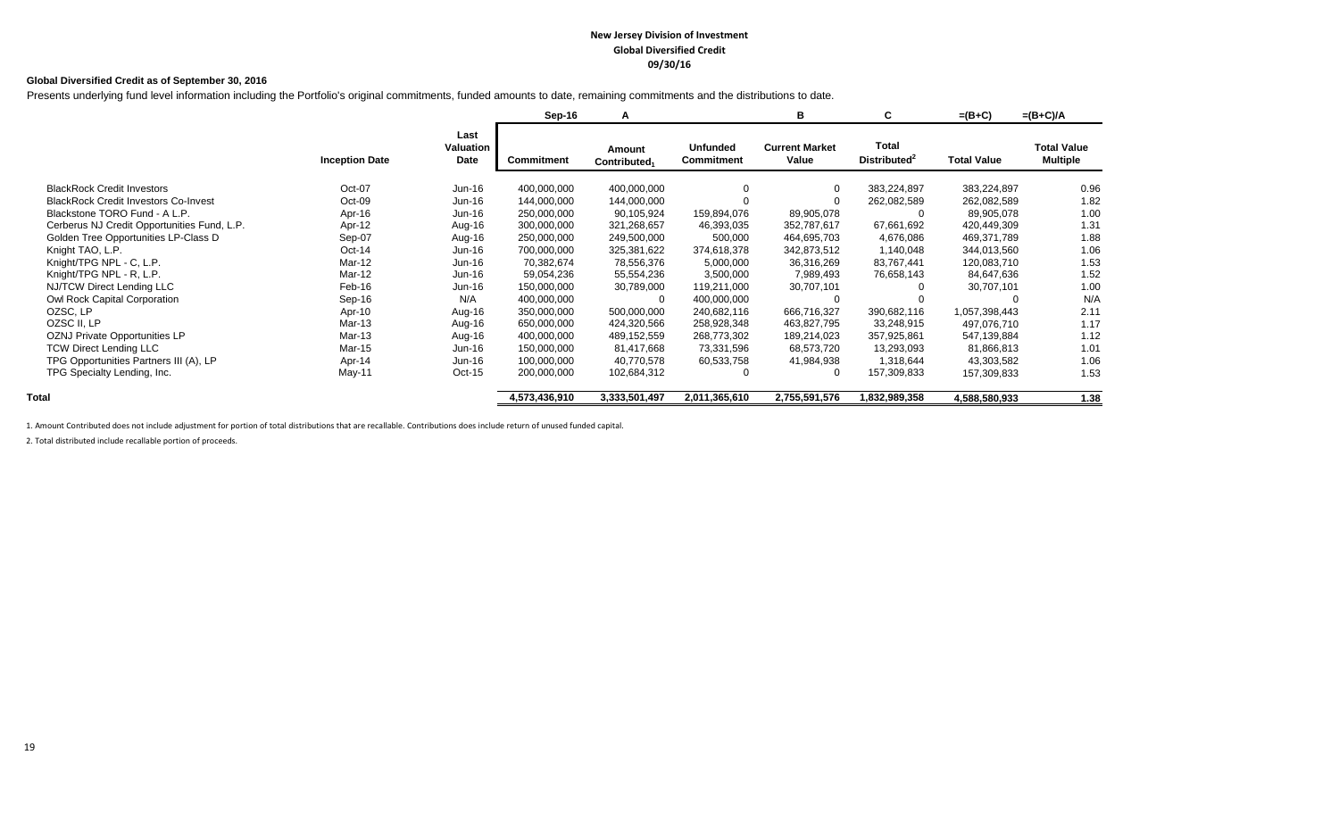**New Jersey Division of Investment**
**Global Diversified Credit**
**09/30/16**

**Global Diversified Credit as of September 30, 2016**

Presents underlying fund level information including the Portfolio's original commitments, funded amounts to date, remaining commitments and the distributions to date.

| | | | Sep-16 | A | | B | C | =(B+C) | =(B+C)/A |
|---|---|---|---|---|---|---|---|---|---|
| | **Inception Date** | **Last Valuation Date** | **Commitment** | **Amount Contributed[1]** | **Unfunded Commitment** | **Current Market Value** | **Total Distributed[2]** | **Total Value** | **Total Value Multiple** |
| BlackRock Credit Investors | Oct-07 | Jun-16 | 400,000,000 | 400,000,000 | 0 | 0 | 383,224,897 | 383,224,897 | 0.96 |
| BlackRock Credit Investors Co-Invest | Oct-09 | Jun-16 | 144,000,000 | 144,000,000 | 0 | 0 | 262,082,589 | 262,082,589 | 1.82 |
| Blackstone TORO Fund - A L.P. | Apr-16 | Jun-16 | 250,000,000 | 90,105,924 | 159,894,076 | 89,905,078 | 0 | 89,905,078 | 1.00 |
| Cerberus NJ Credit Opportunities Fund, L.P. | Apr-12 | Aug-16 | 300,000,000 | 321,268,657 | 46,393,035 | 352,787,617 | 67,661,692 | 420,449,309 | 1.31 |
| Golden Tree Opportunities LP-Class D | Sep-07 | Aug-16 | 250,000,000 | 249,500,000 | 500,000 | 464,695,703 | 4,676,086 | 469,371,789 | 1.88 |
| Knight TAO, L.P. | Oct-14 | Jun-16 | 700,000,000 | 325,381,622 | 374,618,378 | 342,873,512 | 1,140,048 | 344,013,560 | 1.06 |
| Knight/TPG NPL - C, L.P. | Mar-12 | Jun-16 | 70,382,674 | 78,556,376 | 5,000,000 | 36,316,269 | 83,767,441 | 120,083,710 | 1.53 |
| Knight/TPG NPL - R, L.P. | Mar-12 | Jun-16 | 59,054,236 | 55,554,236 | 3,500,000 | 7,989,493 | 76,658,143 | 84,647,636 | 1.52 |
| NJ/TCW Direct Lending LLC | Feb-16 | Jun-16 | 150,000,000 | 30,789,000 | 119,211,000 | 30,707,101 | 0 | 30,707,101 | 1.00 |
| Owl Rock Capital Corporation | Sep-16 | N/A | 400,000,000 | 0 | 400,000,000 | 0 | 0 | 0 | N/A |
| OZSC, LP | Apr-10 | Aug-16 | 350,000,000 | 500,000,000 | 240,682,116 | 666,716,327 | 390,682,116 | 1,057,398,443 | 2.11 |
| OZSC II, LP | Mar-13 | Aug-16 | 650,000,000 | 424,320,566 | 258,928,348 | 463,827,795 | 33,248,915 | 497,076,710 | 1.17 |
| OZNJ Private Opportunities LP | Mar-13 | Aug-16 | 400,000,000 | 489,152,559 | 268,773,302 | 189,214,023 | 357,925,861 | 547,139,884 | 1.12 |
| TCW Direct Lending LLC | Mar-15 | Jun-16 | 150,000,000 | 81,417,668 | 73,331,596 | 68,573,720 | 13,293,093 | 81,866,813 | 1.01 |
| TPG Opportunities Partners III (A), LP | Apr-14 | Jun-16 | 100,000,000 | 40,770,578 | 60,533,758 | 41,984,938 | 1,318,644 | 43,303,582 | 1.06 |
| TPG Specialty Lending, Inc. | May-11 | Oct-15 | 200,000,000 | 102,684,312 | 0 | 0 | 157,309,833 | 157,309,833 | 1.53 |
| **Total** | | | **4,573,436,910** | **3,333,501,497** | **2,011,365,610** | **2,755,591,576** | **1,832,989,358** | **4,588,580,933** | **1.38** |

1. Amount Contributed does not include adjustment for portion of total distributions that are recallable. Contributions does include return of unused funded capital.

2. Total distributed include recallable portion of proceeds.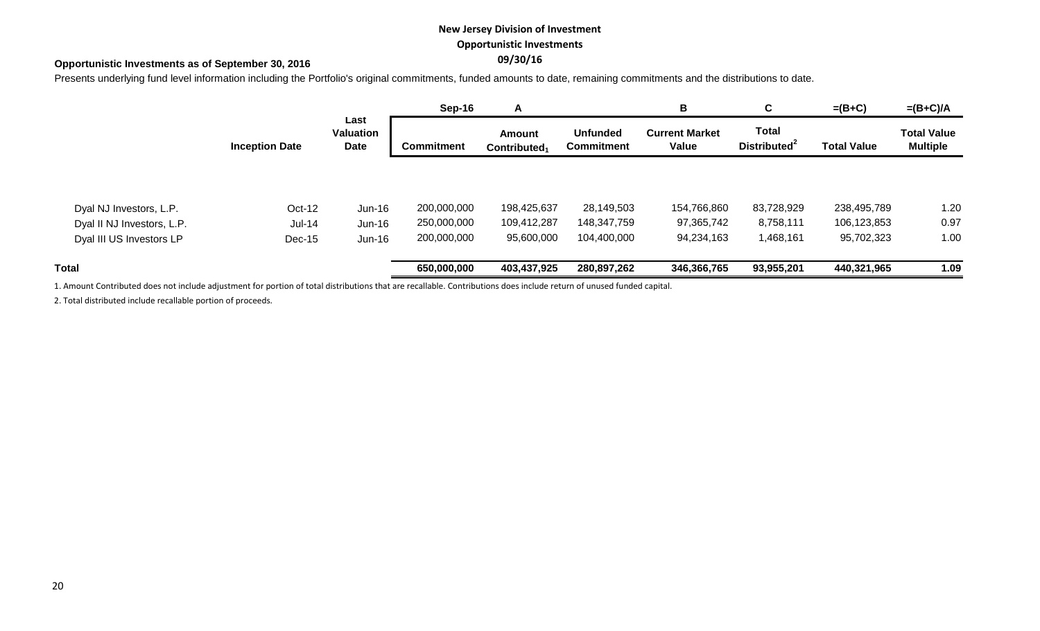**New Jersey Division of Investment**

**Opportunistic Investments**

**09/30/16**

**Opportunistic Investments as of September 30, 2016**

Presents underlying fund level information including the Portfolio's original commitments, funded amounts to date, remaining commitments and the distributions to date.

| | | | Sep-16 | A | | B | C | =(B+C) | =(B+C)/A |
|---|---|---|---|---|---|---|---|---|---|
| | **Inception Date** | **Last Valuation Date** | **Commitment** | **Amount Contributed[1]** | **Unfunded Commitment** | **Current Market Value** | **Total Distributed[2]** | **Total Value** | **Total Value Multiple** |
| Dyal NJ Investors, L.P. | Oct-12 | Jun-16 | 200,000,000 | 198,425,637 | 28,149,503 | 154,766,860 | 83,728,929 | 238,495,789 | 1.20 |
| Dyal II NJ Investors, L.P. | Jul-14 | Jun-16 | 250,000,000 | 109,412,287 | 148,347,759 | 97,365,742 | 8,758,111 | 106,123,853 | 0.97 |
| Dyal III US Investors LP | Dec-15 | Jun-16 | 200,000,000 | 95,600,000 | 104,400,000 | 94,234,163 | 1,468,161 | 95,702,323 | 1.00 |
| **Total** | | | **650,000,000** | **403,437,925** | **280,897,262** | **346,366,765** | **93,955,201** | **440,321,965** | **1.09** |

1. Amount Contributed does not include adjustment for portion of total distributions that are recallable. Contributions does include return of unused funded capital.

2. Total distributed include recallable portion of proceeds.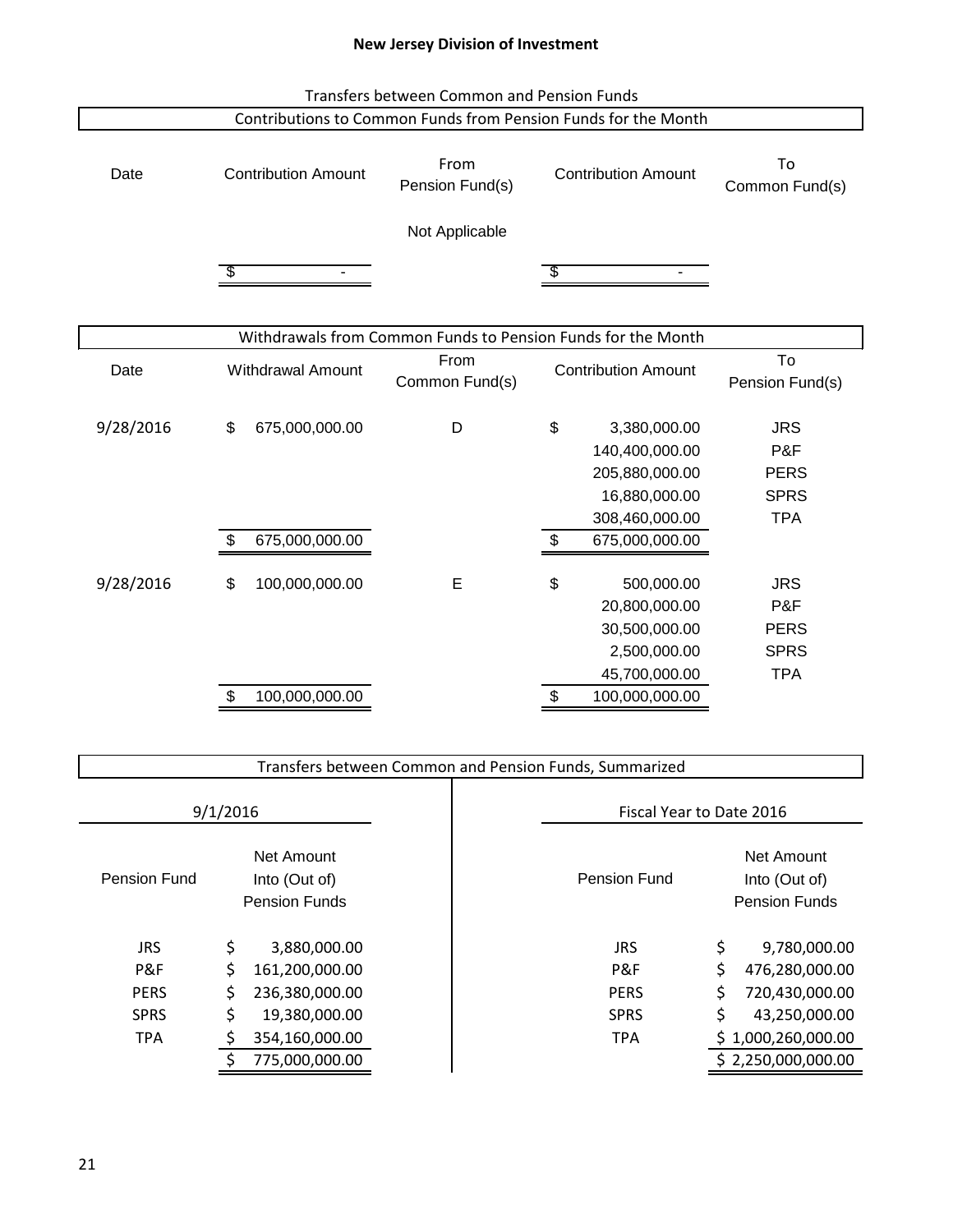**New Jersey Division of Investment**

Transfers between Common and Pension Funds

| Contributions to Common Funds from Pension Funds for the Month | | | | |
|---|---|---|---|---|
| Date | Contribution Amount | From Pension Fund(s) | Contribution Amount | To Common Fund(s) |
| | | Not Applicable | | |
| | $ - | | $ - | |

| Withdrawals from Common Funds to Pension Funds for the Month | | | | |
|---|---|---|---|---|
| Date | Withdrawal Amount | From Common Fund(s) | Contribution Amount | To Pension Fund(s) |
| 9/28/2016 | $ 675,000,000.00 | D | $ 3,380,000.00 | JRS |
| | | | 140,400,000.00 | P&F |
| | | | 205,880,000.00 | PERS |
| | | | 16,880,000.00 | SPRS |
| | | | 308,460,000.00 | TPA |
| | $ 675,000,000.00 | | $ 675,000,000.00 | |
| 9/28/2016 | $ 100,000,000.00 | E | $ 500,000.00 | JRS |
| | | | 20,800,000.00 | P&F |
| | | | 30,500,000.00 | PERS |
| | | | 2,500,000.00 | SPRS |
| | | | 45,700,000.00 | TPA |
| | $ 100,000,000.00 | | $ 100,000,000.00 | |

Transfers between Common and Pension Funds, Summarized

| 9/1/2016 | | | Fiscal Year to Date 2016 | |
|---|---|---|---|---|
| Pension Fund | Net Amount Into (Out of) Pension Funds | | Pension Fund | Net Amount Into (Out of) Pension Funds |
| JRS | $ 3,880,000.00 | | JRS | $ 9,780,000.00 |
| P&F | $ 161,200,000.00 | | P&F | $ 476,280,000.00 |
| PERS | $ 236,380,000.00 | | PERS | $ 720,430,000.00 |
| SPRS | $ 19,380,000.00 | | SPRS | $ 43,250,000.00 |
| TPA | $ 354,160,000.00 | | TPA | $ 1,000,260,000.00 |
| | $ 775,000,000.00 | | | $ 2,250,000,000.00 |